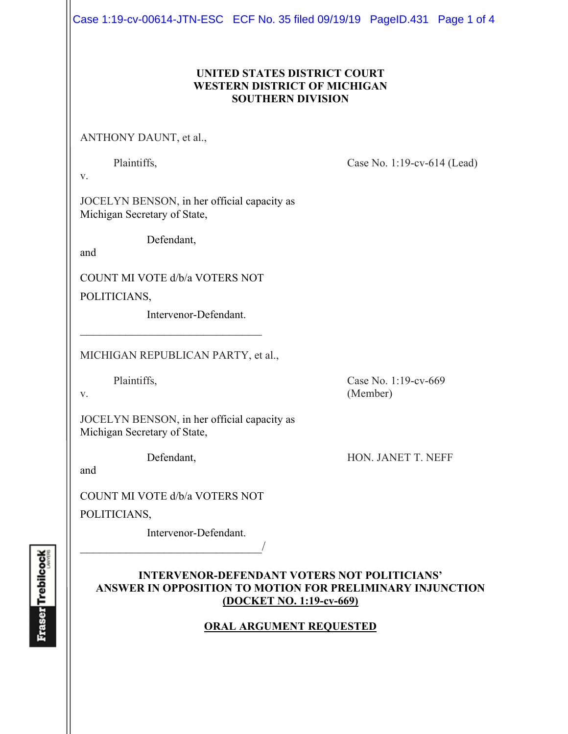**UNITED STATES DISTRICT COURT**
**WESTERN DISTRICT OF MICHIGAN**
**SOUTHERN DIVISION**

ANTHONY DAUNT, et al.,

Plaintiffs,

v.

Case No. 1:19-cv-614 (Lead)

JOCELYN BENSON, in her official capacity as Michigan Secretary of State,

Defendant,

and

COUNT MI VOTE d/b/a VOTERS NOT POLITICIANS,

Intervenor-Defendant.

_________________________________

MICHIGAN REPUBLICAN PARTY, et al.,

Plaintiffs,

v.

Case No. 1:19-cv-669 (Member)

JOCELYN BENSON, in her official capacity as Michigan Secretary of State,

Defendant,

HON. JANET T. NEFF

and

COUNT MI VOTE d/b/a VOTERS NOT POLITICIANS,

Intervenor-Defendant.

_________________________________/

**INTERVENOR-DEFENDANT VOTERS NOT POLITICIANS' ANSWER IN OPPOSITION TO MOTION FOR PRELIMINARY INJUNCTION**
**(DOCKET NO. 1:19-cv-669)**

**ORAL ARGUMENT REQUESTED**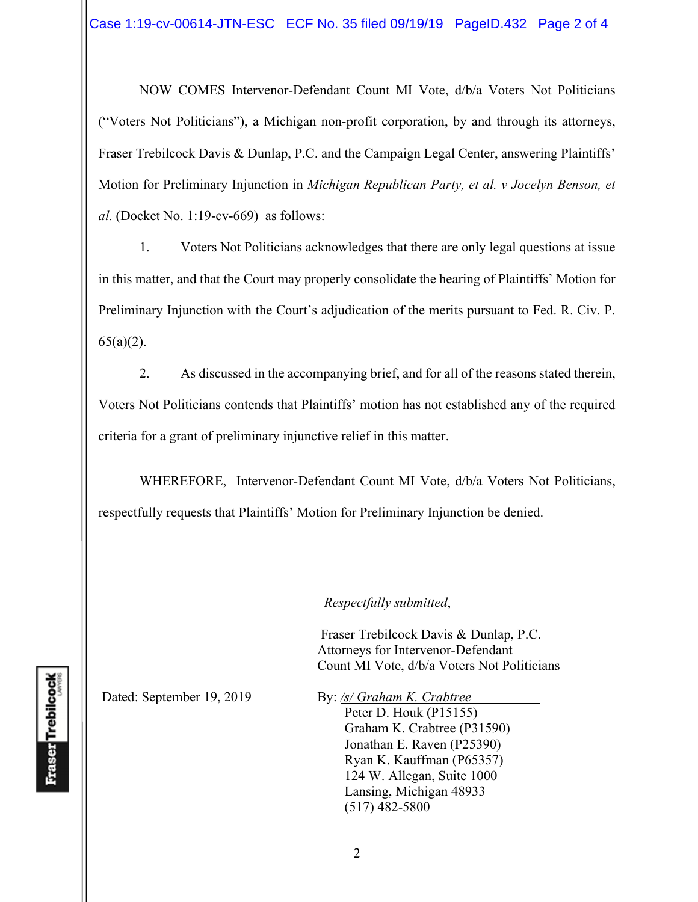NOW COMES Intervenor-Defendant Count MI Vote, d/b/a Voters Not Politicians ("Voters Not Politicians"), a Michigan non-profit corporation, by and through its attorneys, Fraser Trebilcock Davis & Dunlap, P.C. and the Campaign Legal Center, answering Plaintiffs' Motion for Preliminary Injunction in *Michigan Republican Party, et al. v Jocelyn Benson, et al.* (Docket No. 1:19-cv-669) as follows:

1. Voters Not Politicians acknowledges that there are only legal questions at issue in this matter, and that the Court may properly consolidate the hearing of Plaintiffs' Motion for Preliminary Injunction with the Court's adjudication of the merits pursuant to Fed. R. Civ. P. 65(a)(2).

2. As discussed in the accompanying brief, and for all of the reasons stated therein, Voters Not Politicians contends that Plaintiffs' motion has not established any of the required criteria for a grant of preliminary injunctive relief in this matter.

WHEREFORE, Intervenor-Defendant Count MI Vote, d/b/a Voters Not Politicians, respectfully requests that Plaintiffs' Motion for Preliminary Injunction be denied.

*Respectfully submitted*,

Fraser Trebilcock Davis & Dunlap, P.C.
Attorneys for Intervenor-Defendant
Count MI Vote, d/b/a Voters Not Politicians

Dated: September 19, 2019

By: */s/ Graham K. Crabtree*
Peter D. Houk (P15155)
Graham K. Crabtree (P31590)
Jonathan E. Raven (P25390)
Ryan K. Kauffman (P65357)
124 W. Allegan, Suite 1000
Lansing, Michigan 48933
(517) 482-5800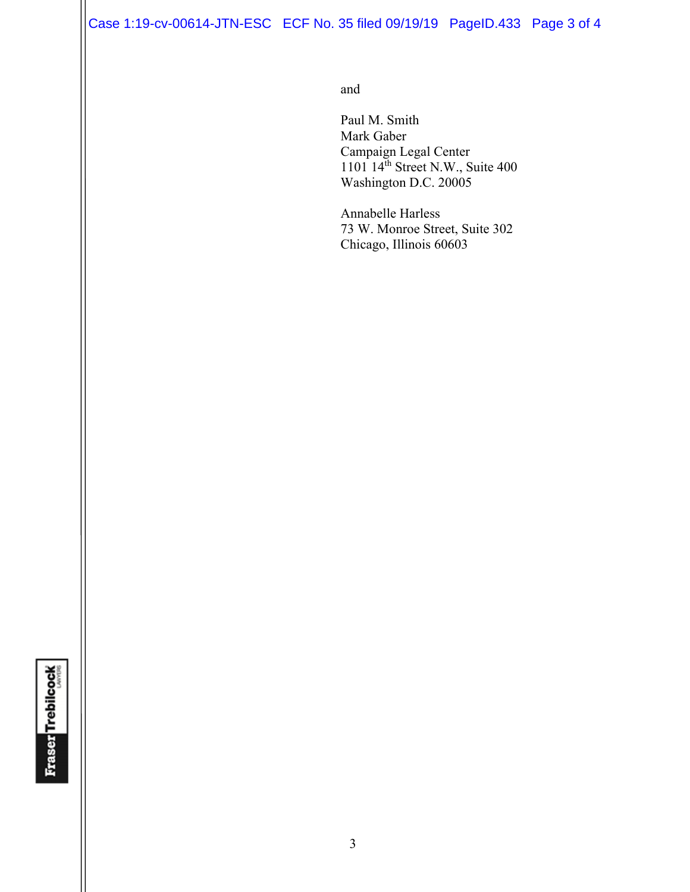and

Paul M. Smith
Mark Gaber
Campaign Legal Center
1101 14th Street N.W., Suite 400
Washington D.C. 20005

Annabelle Harless
73 W. Monroe Street, Suite 302
Chicago, Illinois 60603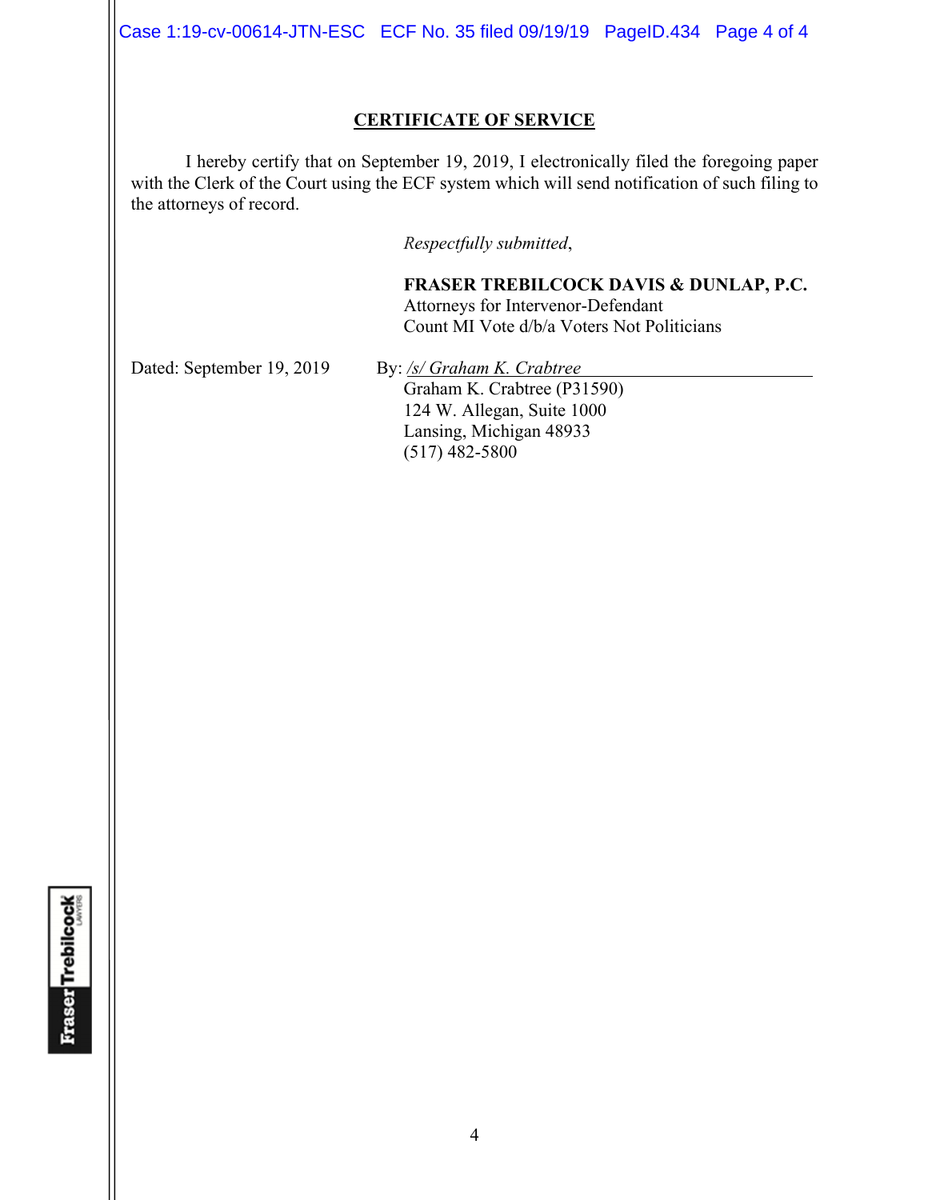## CERTIFICATE OF SERVICE

I hereby certify that on September 19, 2019, I electronically filed the foregoing paper with the Clerk of the Court using the ECF system which will send notification of such filing to the attorneys of record.

*Respectfully submitted*,

**FRASER TREBILCOCK DAVIS & DUNLAP, P.C.**
Attorneys for Intervenor-Defendant
Count MI Vote d/b/a Voters Not Politicians

Dated: September 19, 2019

By: */s/ Graham K. Crabtree*
Graham K. Crabtree (P31590)
124 W. Allegan, Suite 1000
Lansing, Michigan 48933
(517) 482-5800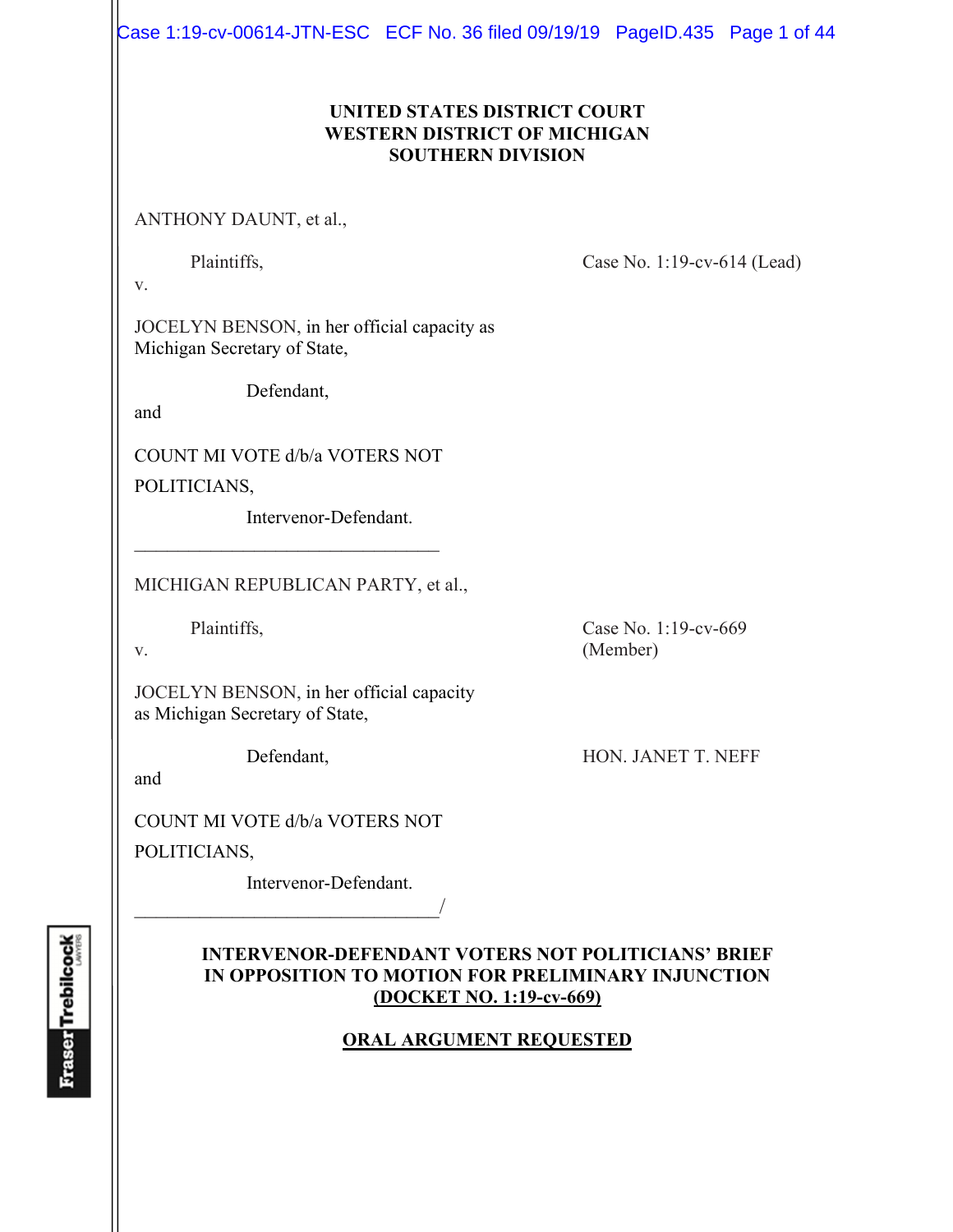**UNITED STATES DISTRICT COURT**
**WESTERN DISTRICT OF MICHIGAN**
**SOUTHERN DIVISION**

ANTHONY DAUNT, et al.,

Plaintiffs,

v.

JOCELYN BENSON, in her official capacity as Michigan Secretary of State,

Defendant,

and

COUNT MI VOTE d/b/a VOTERS NOT POLITICIANS,

Intervenor-Defendant.

Case No. 1:19-cv-614 (Lead)

\_\_\_\_\_\_\_\_\_\_\_\_\_\_\_\_\_\_\_\_\_\_\_\_\_\_\_\_\_\_\_\_\_\_

MICHIGAN REPUBLICAN PARTY, et al.,

Plaintiffs,

v.

JOCELYN BENSON, in her official capacity as Michigan Secretary of State,

Defendant,

and

COUNT MI VOTE d/b/a VOTERS NOT POLITICIANS,

Intervenor-Defendant.

Case No. 1:19-cv-669 (Member)

HON. JANET T. NEFF

\_\_\_\_\_\_\_\_\_\_\_\_\_\_\_\_\_\_\_\_\_\_\_\_\_\_\_\_\_\_\_\_\_\_/

**INTERVENOR-DEFENDANT VOTERS NOT POLITICIANS' BRIEF IN OPPOSITION TO MOTION FOR PRELIMINARY INJUNCTION**
**(DOCKET NO. 1:19-cv-669)**

**ORAL ARGUMENT REQUESTED**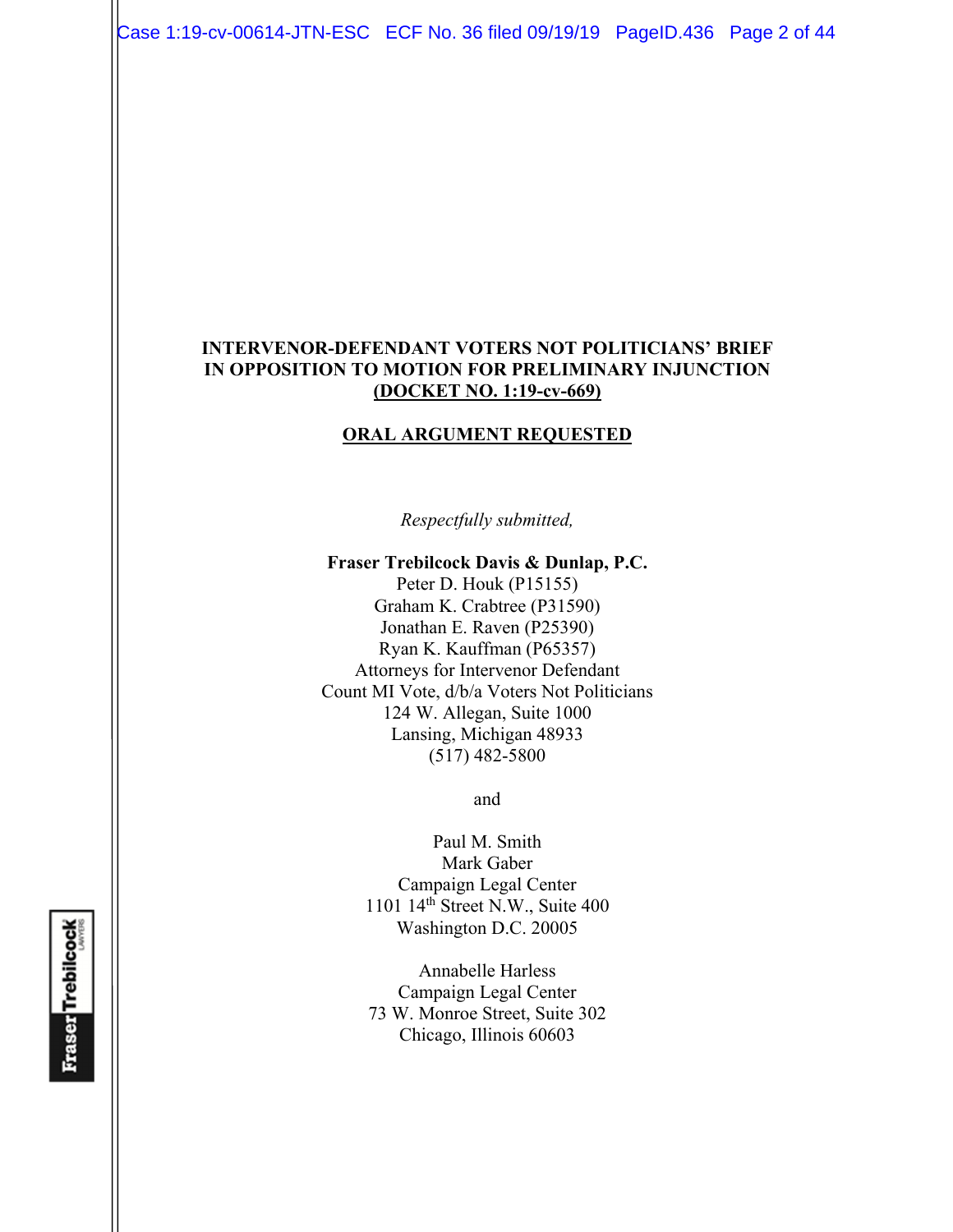**INTERVENOR-DEFENDANT VOTERS NOT POLITICIANS' BRIEF IN OPPOSITION TO MOTION FOR PRELIMINARY INJUNCTION**
**(DOCKET NO. 1:19-cv-669)**

**ORAL ARGUMENT REQUESTED**

*Respectfully submitted,*

**Fraser Trebilcock Davis & Dunlap, P.C.**
Peter D. Houk (P15155)
Graham K. Crabtree (P31590)
Jonathan E. Raven (P25390)
Ryan K. Kauffman (P65357)
Attorneys for Intervenor Defendant
Count MI Vote, d/b/a Voters Not Politicians
124 W. Allegan, Suite 1000
Lansing, Michigan 48933
(517) 482-5800

and

Paul M. Smith
Mark Gaber
Campaign Legal Center
1101 14th Street N.W., Suite 400
Washington D.C. 20005

Annabelle Harless
Campaign Legal Center
73 W. Monroe Street, Suite 302
Chicago, Illinois 60603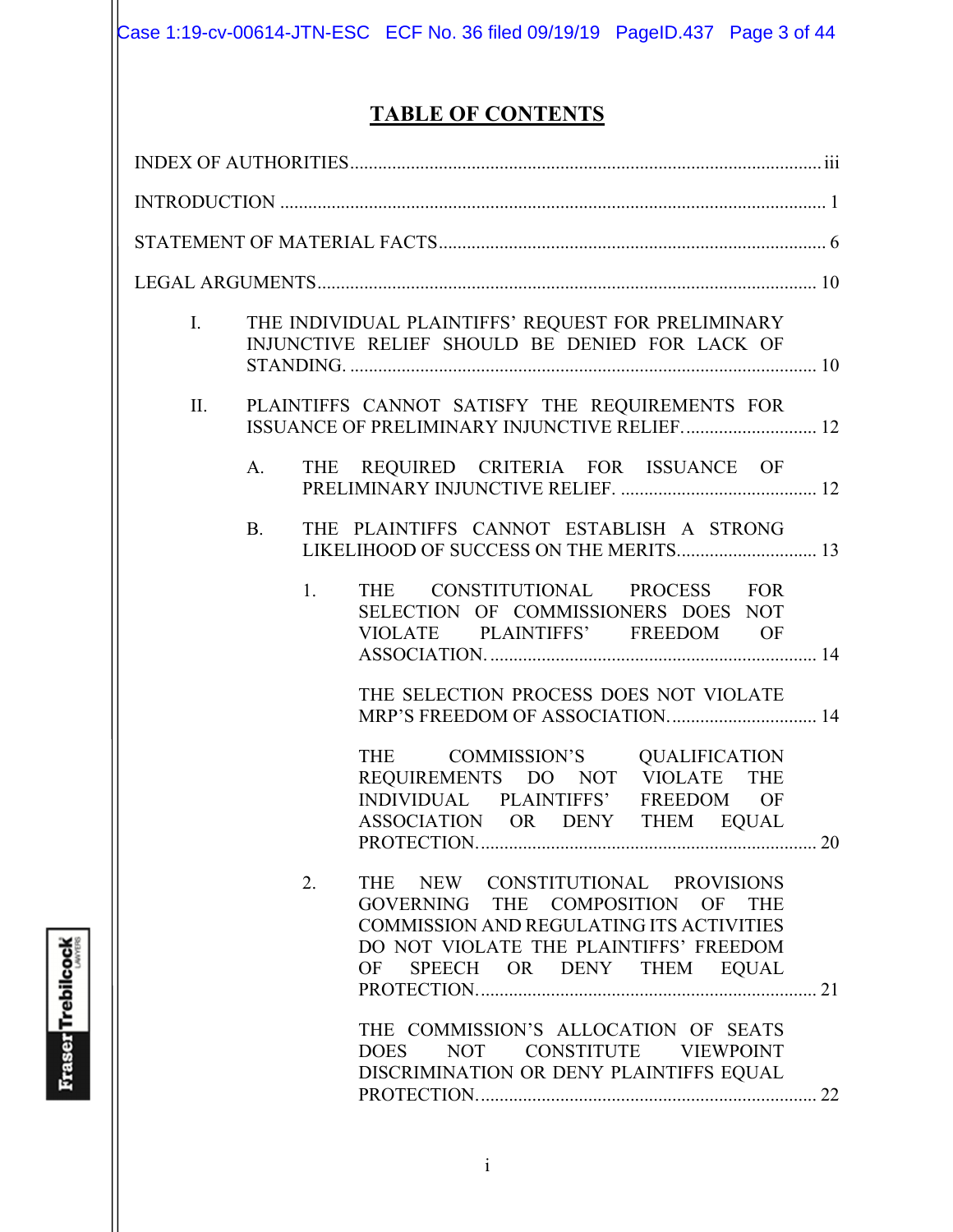# TABLE OF CONTENTS

INDEX OF AUTHORITIES ........................................................................................................ iii

INTRODUCTION ........................................................................................................................ 1

STATEMENT OF MATERIAL FACTS ...................................................................................... 6

LEGAL ARGUMENTS ............................................................................................................... 10

- I. THE INDIVIDUAL PLAINTIFFS' REQUEST FOR PRELIMINARY INJUNCTIVE RELIEF SHOULD BE DENIED FOR LACK OF STANDING. ..................................................................................................... 10

- II. PLAINTIFFS CANNOT SATISFY THE REQUIREMENTS FOR ISSUANCE OF PRELIMINARY INJUNCTIVE RELIEF. ............................ 12

  - A. THE REQUIRED CRITERIA FOR ISSUANCE OF PRELIMINARY INJUNCTIVE RELIEF. .......................................... 12

  - B. THE PLAINTIFFS CANNOT ESTABLISH A STRONG LIKELIHOOD OF SUCCESS ON THE MERITS. ............................. 13

    - 1. THE CONSTITUTIONAL PROCESS FOR SELECTION OF COMMISSIONERS DOES NOT VIOLATE PLAINTIFFS' FREEDOM OF ASSOCIATION. ..................................................................... 14

      THE SELECTION PROCESS DOES NOT VIOLATE MRP'S FREEDOM OF ASSOCIATION. ............................... 14

      THE COMMISSION'S QUALIFICATION REQUIREMENTS DO NOT VIOLATE THE INDIVIDUAL PLAINTIFFS' FREEDOM OF ASSOCIATION OR DENY THEM EQUAL PROTECTION. ......................................................................... 20

    - 2. THE NEW CONSTITUTIONAL PROVISIONS GOVERNING THE COMPOSITION OF THE COMMISSION AND REGULATING ITS ACTIVITIES DO NOT VIOLATE THE PLAINTIFFS' FREEDOM OF SPEECH OR DENY THEM EQUAL PROTECTION. ......................................................................... 21

      THE COMMISSION'S ALLOCATION OF SEATS DOES NOT CONSTITUTE VIEWPOINT DISCRIMINATION OR DENY PLAINTIFFS EQUAL PROTECTION. ......................................................................... 22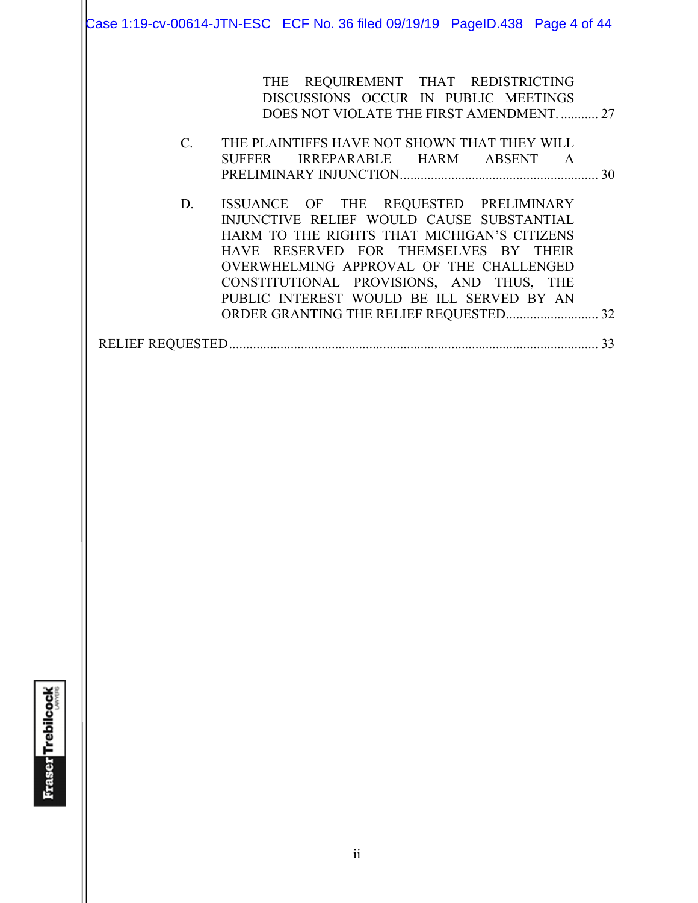THE REQUIREMENT THAT REDISTRICTING DISCUSSIONS OCCUR IN PUBLIC MEETINGS DOES NOT VIOLATE THE FIRST AMENDMENT. ........... 27

C. THE PLAINTIFFS HAVE NOT SHOWN THAT THEY WILL SUFFER IRREPARABLE HARM ABSENT A PRELIMINARY INJUNCTION......................................................... 30

D. ISSUANCE OF THE REQUESTED PRELIMINARY INJUNCTIVE RELIEF WOULD CAUSE SUBSTANTIAL HARM TO THE RIGHTS THAT MICHIGAN'S CITIZENS HAVE RESERVED FOR THEMSELVES BY THEIR OVERWHELMING APPROVAL OF THE CHALLENGED CONSTITUTIONAL PROVISIONS, AND THUS, THE PUBLIC INTEREST WOULD BE ILL SERVED BY AN ORDER GRANTING THE RELIEF REQUESTED........................... 32

RELIEF REQUESTED........................................................................................................... 33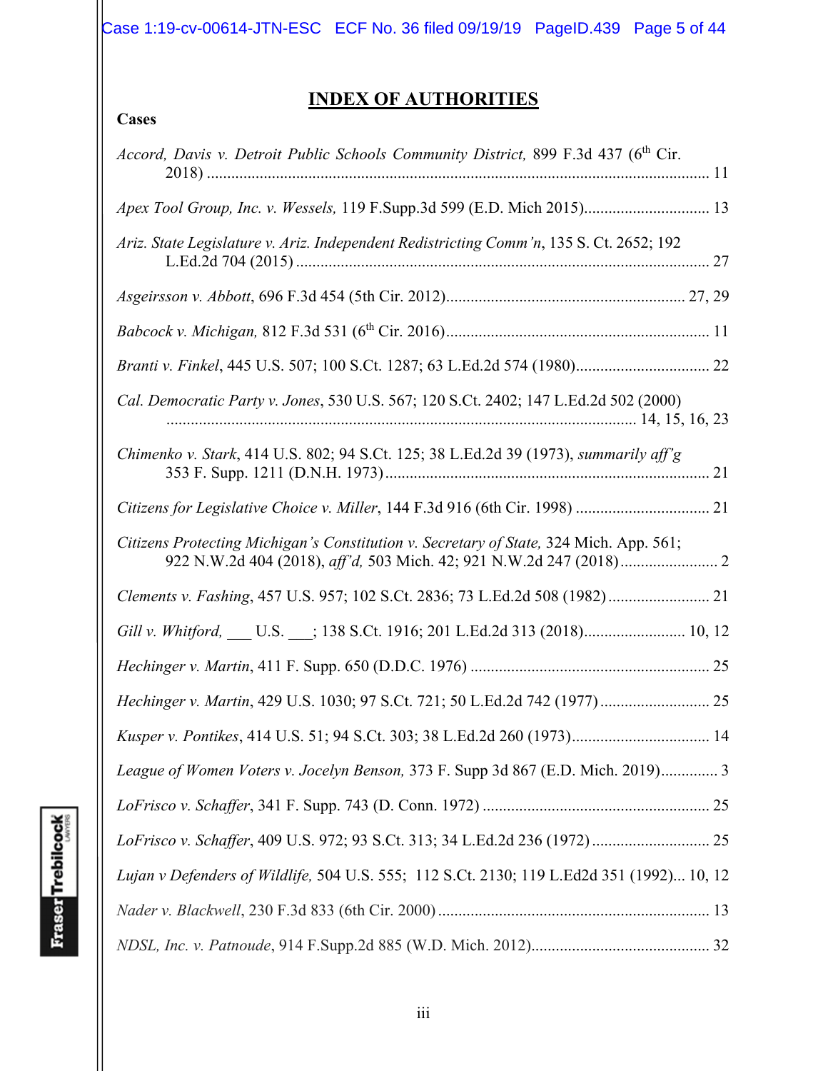# INDEX OF AUTHORITIES

**Cases**

*Accord, Davis v. Detroit Public Schools Community District,* 899 F.3d 437 (6th Cir. 2018) .......... 11

*Apex Tool Group, Inc. v. Wessels,* 119 F.Supp.3d 599 (E.D. Mich 2015).......... 13

*Ariz. State Legislature v. Ariz. Independent Redistricting Comm'n*, 135 S. Ct. 2652; 192 L.Ed.2d 704 (2015) .......... 27

*Asgeirsson v. Abbott*, 696 F.3d 454 (5th Cir. 2012).......... 27, 29

*Babcock v. Michigan,* 812 F.3d 531 (6th Cir. 2016).......... 11

*Branti v. Finkel*, 445 U.S. 507; 100 S.Ct. 1287; 63 L.Ed.2d 574 (1980).......... 22

*Cal. Democratic Party v. Jones*, 530 U.S. 567; 120 S.Ct. 2402; 147 L.Ed.2d 502 (2000) .......... 14, 15, 16, 23

*Chimenko v. Stark*, 414 U.S. 802; 94 S.Ct. 125; 38 L.Ed.2d 39 (1973), *summarily aff'g* 353 F. Supp. 1211 (D.N.H. 1973).......... 21

*Citizens for Legislative Choice v. Miller*, 144 F.3d 916 (6th Cir. 1998) .......... 21

*Citizens Protecting Michigan's Constitution v. Secretary of State,* 324 Mich. App. 561; 922 N.W.2d 404 (2018), *aff'd,* 503 Mich. 42; 921 N.W.2d 247 (2018).......... 2

*Clements v. Fashing*, 457 U.S. 957; 102 S.Ct. 2836; 73 L.Ed.2d 508 (1982).......... 21

*Gill v. Whitford,* ___ U.S. ___; 138 S.Ct. 1916; 201 L.Ed.2d 313 (2018).......... 10, 12

*Hechinger v. Martin*, 411 F. Supp. 650 (D.D.C. 1976) .......... 25

*Hechinger v. Martin*, 429 U.S. 1030; 97 S.Ct. 721; 50 L.Ed.2d 742 (1977).......... 25

*Kusper v. Pontikes*, 414 U.S. 51; 94 S.Ct. 303; 38 L.Ed.2d 260 (1973).......... 14

*League of Women Voters v. Jocelyn Benson,* 373 F. Supp 3d 867 (E.D. Mich. 2019).......... 3

*LoFrisco v. Schaffer*, 341 F. Supp. 743 (D. Conn. 1972) .......... 25

*LoFrisco v. Schaffer*, 409 U.S. 972; 93 S.Ct. 313; 34 L.Ed.2d 236 (1972).......... 25

*Lujan v Defenders of Wildlife,* 504 U.S. 555; 112 S.Ct. 2130; 119 L.Ed2d 351 (1992)... 10, 12

*Nader v. Blackwell*, 230 F.3d 833 (6th Cir. 2000).......... 13

*NDSL, Inc. v. Patnoude*, 914 F.Supp.2d 885 (W.D. Mich. 2012).......... 32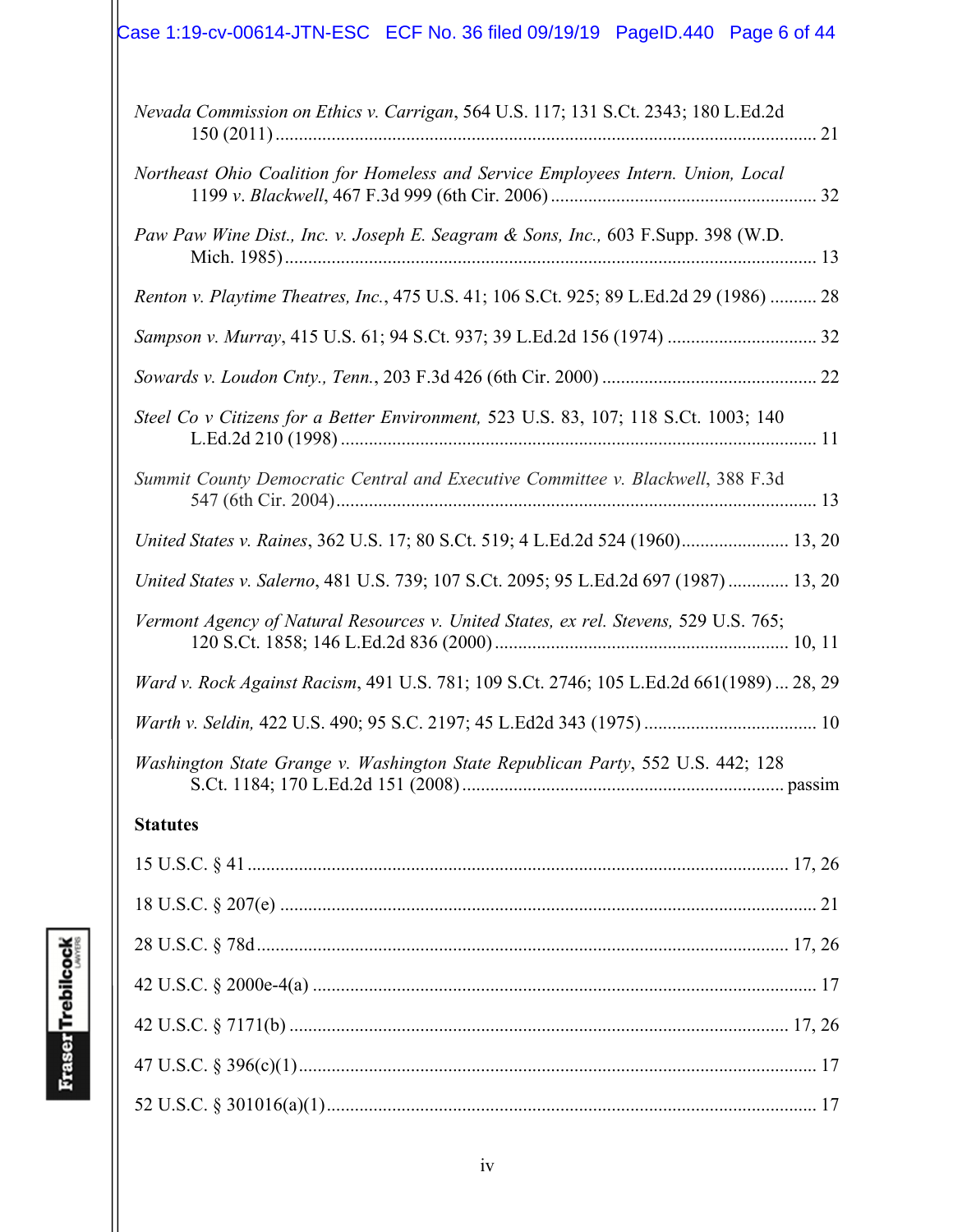*Nevada Commission on Ethics v. Carrigan*, 564 U.S. 117; 131 S.Ct. 2343; 180 L.Ed.2d 150 (2011) .................................................................................................................. 21

*Northeast Ohio Coalition for Homeless and Service Employees Intern. Union, Local 1199 v. Blackwell*, 467 F.3d 999 (6th Cir. 2006) ......................................................... 32

*Paw Paw Wine Dist., Inc. v. Joseph E. Seagram & Sons, Inc.,* 603 F.Supp. 398 (W.D. Mich. 1985) ................................................................................................................. 13

*Renton v. Playtime Theatres, Inc.*, 475 U.S. 41; 106 S.Ct. 925; 89 L.Ed.2d 29 (1986) .......... 28

*Sampson v. Murray*, 415 U.S. 61; 94 S.Ct. 937; 39 L.Ed.2d 156 (1974) ................................ 32

*Sowards v. Loudon Cnty., Tenn.*, 203 F.3d 426 (6th Cir. 2000) ............................................. 22

*Steel Co v Citizens for a Better Environment,* 523 U.S. 83, 107; 118 S.Ct. 1003; 140 L.Ed.2d 210 (1998) ..................................................................................................... 11

*Summit County Democratic Central and Executive Committee v. Blackwell*, 388 F.3d 547 (6th Cir. 2004) ...................................................................................................... 13

*United States v. Raines*, 362 U.S. 17; 80 S.Ct. 519; 4 L.Ed.2d 524 (1960) ....................... 13, 20

*United States v. Salerno*, 481 U.S. 739; 107 S.Ct. 2095; 95 L.Ed.2d 697 (1987) ............. 13, 20

*Vermont Agency of Natural Resources v. United States, ex rel. Stevens,* 529 U.S. 765; 120 S.Ct. 1858; 146 L.Ed.2d 836 (2000) ............................................................... 10, 11

*Ward v. Rock Against Racism*, 491 U.S. 781; 109 S.Ct. 2746; 105 L.Ed.2d 661(1989) ... 28, 29

*Warth v. Seldin,* 422 U.S. 490; 95 S.C. 2197; 45 L.Ed2d 343 (1975) ..................................... 10

*Washington State Grange v. Washington State Republican Party*, 552 U.S. 442; 128 S.Ct. 1184; 170 L.Ed.2d 151 (2008) ..................................................................... passim

**Statutes**

15 U.S.C. § 41 ................................................................................................................. 17, 26

18 U.S.C. § 207(e) .................................................................................................................. 21

28 U.S.C. § 78d ................................................................................................................ 17, 26

42 U.S.C. § 2000e-4(a) ........................................................................................................... 17

42 U.S.C. § 7171(b) .......................................................................................................... 17, 26

47 U.S.C. § 396(c)(1) .............................................................................................................. 17

52 U.S.C. § 301016(a)(1) ........................................................................................................ 17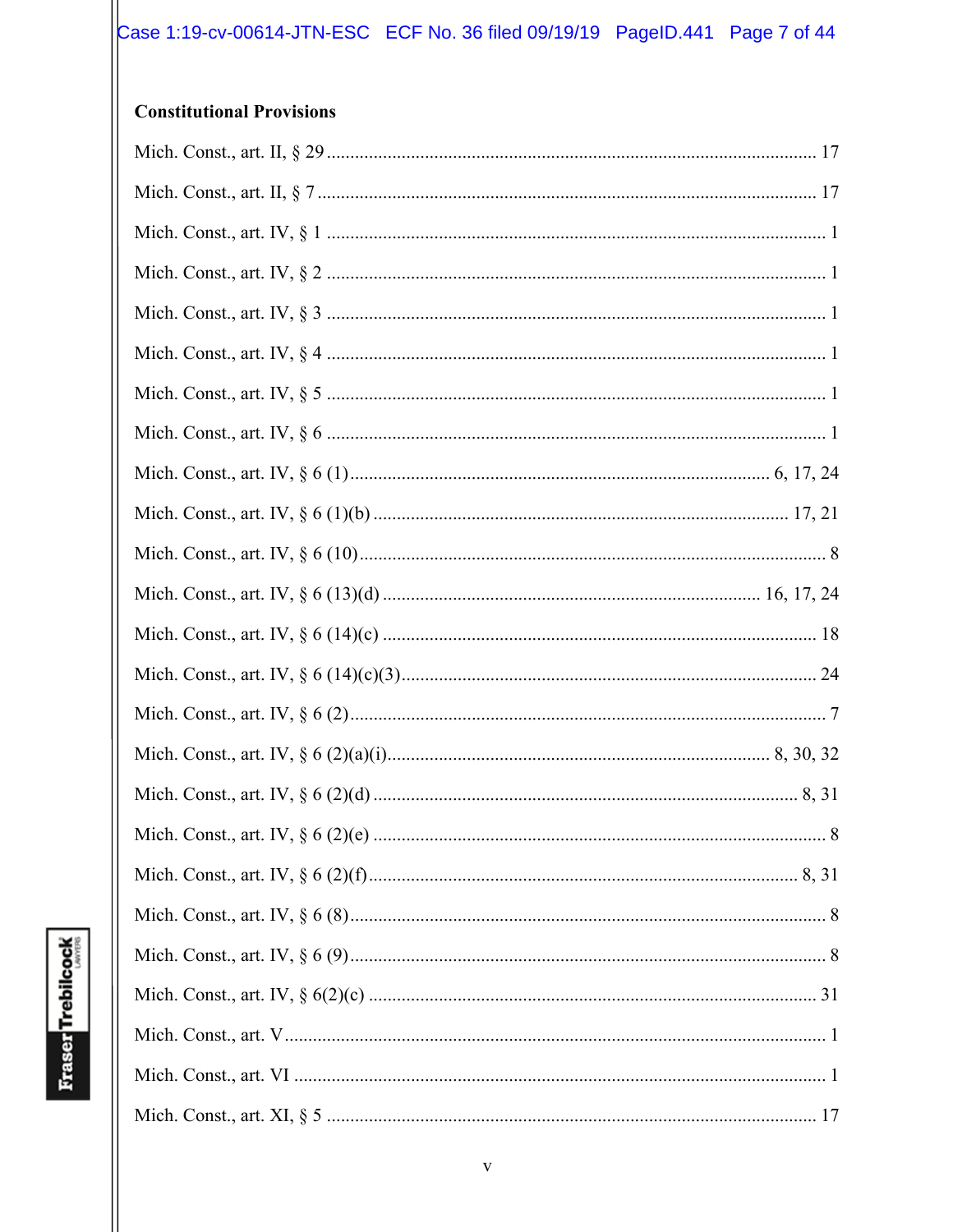**Constitutional Provisions**

Mich. Const., art. II, § 29 ........................................................................................................ 17

Mich. Const., art. II, § 7 .......................................................................................................... 17

Mich. Const., art. IV, § 1 .......................................................................................................... 1

Mich. Const., art. IV, § 2 .......................................................................................................... 1

Mich. Const., art. IV, § 3 .......................................................................................................... 1

Mich. Const., art. IV, § 4 .......................................................................................................... 1

Mich. Const., art. IV, § 5 .......................................................................................................... 1

Mich. Const., art. IV, § 6 .......................................................................................................... 1

Mich. Const., art. IV, § 6 (1)........................................................................................ 6, 17, 24

Mich. Const., art. IV, § 6 (1)(b) ......................................................................................... 17, 21

Mich. Const., art. IV, § 6 (10)................................................................................................... 8

Mich. Const., art. IV, § 6 (13)(d) ................................................................................ 16, 17, 24

Mich. Const., art. IV, § 6 (14)(c) ............................................................................................ 18

Mich. Const., art. IV, § 6 (14)(c)(3)......................................................................................... 24

Mich. Const., art. IV, § 6 (2)..................................................................................................... 7

Mich. Const., art. IV, § 6 (2)(a)(i)................................................................................. 8, 30, 32

Mich. Const., art. IV, § 6 (2)(d) .......................................................................................... 8, 31

Mich. Const., art. IV, § 6 (2)(e) ................................................................................................ 8

Mich. Const., art. IV, § 6 (2)(f)............................................................................................ 8, 31

Mich. Const., art. IV, § 6 (8)..................................................................................................... 8

Mich. Const., art. IV, § 6 (9)..................................................................................................... 8

Mich. Const., art. IV, § 6(2)(c) ............................................................................................... 31

Mich. Const., art. V.................................................................................................................. 1

Mich. Const., art. VI ................................................................................................................. 1

Mich. Const., art. XI, § 5 ........................................................................................................ 17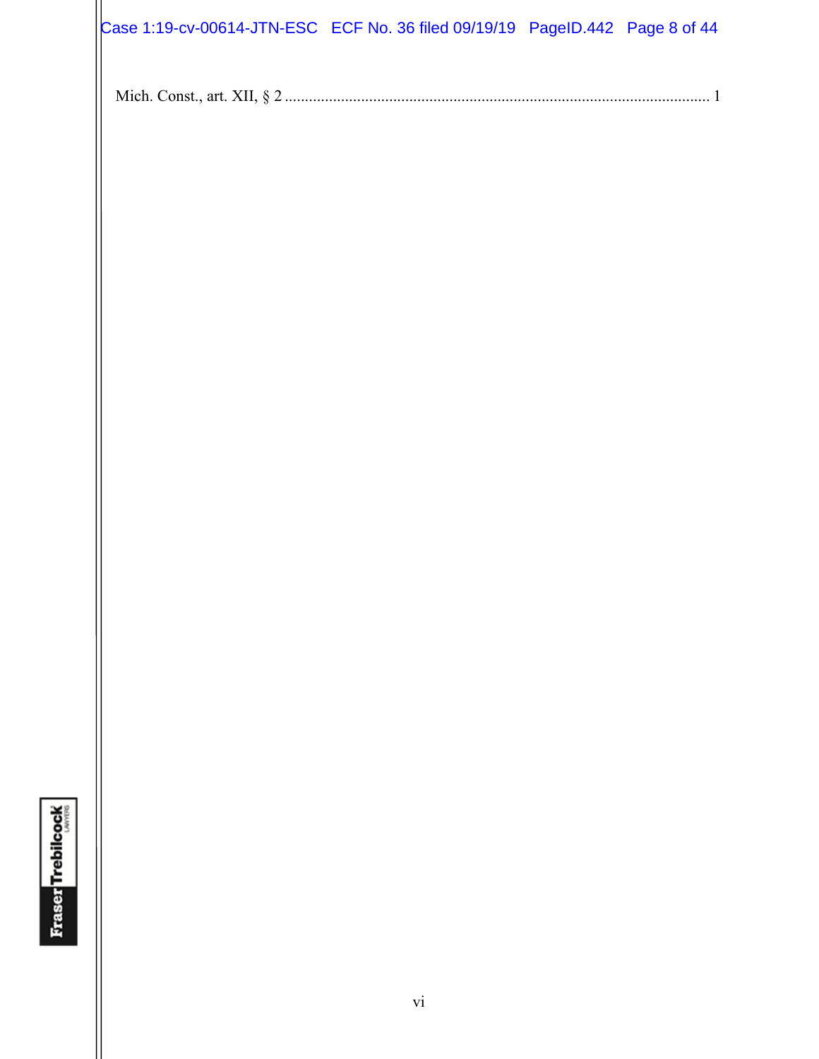Mich. Const., art. XII, § 2 ........................................................................................................ 1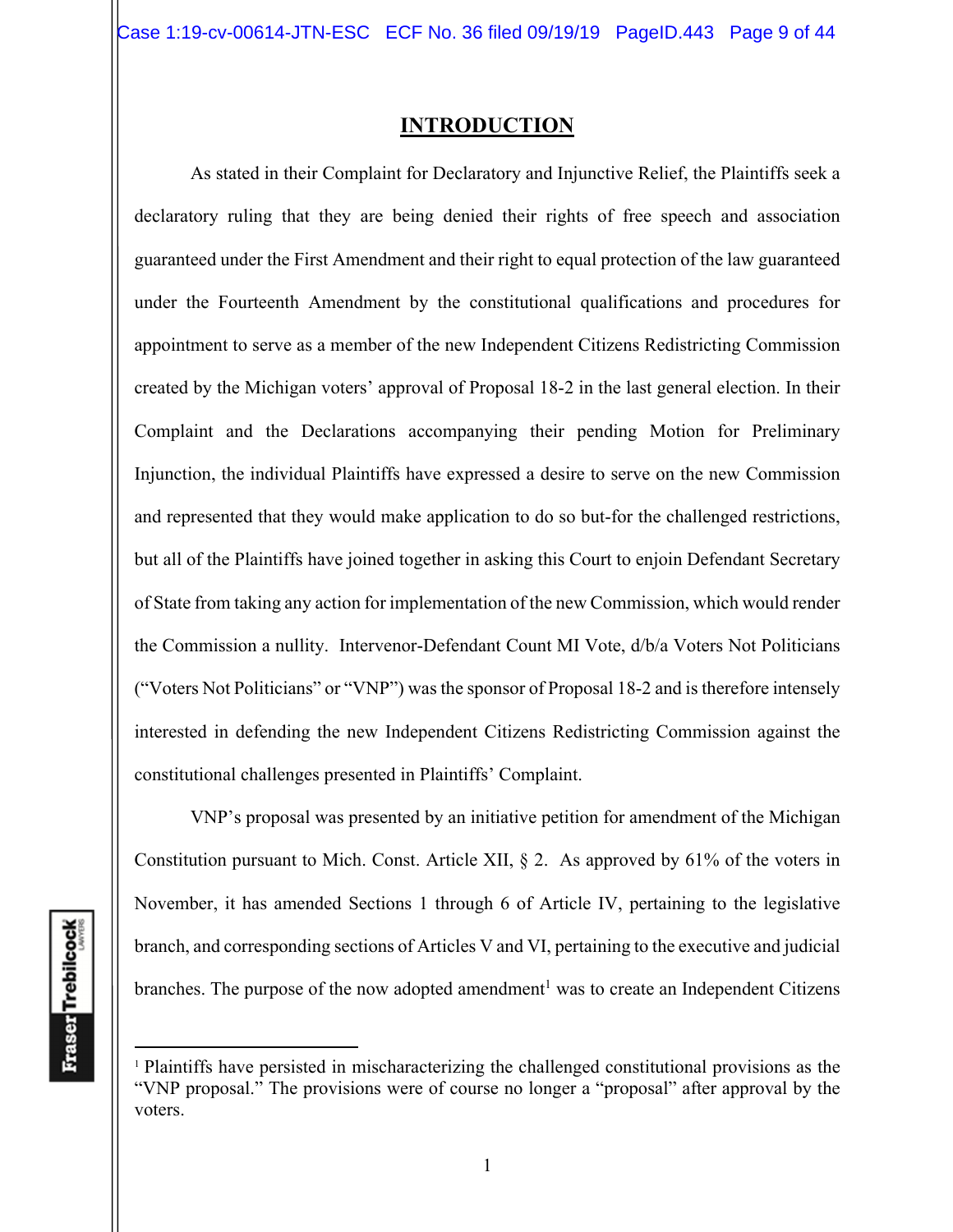# INTRODUCTION

As stated in their Complaint for Declaratory and Injunctive Relief, the Plaintiffs seek a declaratory ruling that they are being denied their rights of free speech and association guaranteed under the First Amendment and their right to equal protection of the law guaranteed under the Fourteenth Amendment by the constitutional qualifications and procedures for appointment to serve as a member of the new Independent Citizens Redistricting Commission created by the Michigan voters' approval of Proposal 18-2 in the last general election. In their Complaint and the Declarations accompanying their pending Motion for Preliminary Injunction, the individual Plaintiffs have expressed a desire to serve on the new Commission and represented that they would make application to do so but-for the challenged restrictions, but all of the Plaintiffs have joined together in asking this Court to enjoin Defendant Secretary of State from taking any action for implementation of the new Commission, which would render the Commission a nullity. Intervenor-Defendant Count MI Vote, d/b/a Voters Not Politicians ("Voters Not Politicians" or "VNP") was the sponsor of Proposal 18-2 and is therefore intensely interested in defending the new Independent Citizens Redistricting Commission against the constitutional challenges presented in Plaintiffs' Complaint.

VNP's proposal was presented by an initiative petition for amendment of the Michigan Constitution pursuant to Mich. Const. Article XII, § 2. As approved by 61% of the voters in November, it has amended Sections 1 through 6 of Article IV, pertaining to the legislative branch, and corresponding sections of Articles V and VI, pertaining to the executive and judicial branches. The purpose of the now adopted amendment[1] was to create an Independent Citizens

[1] Plaintiffs have persisted in mischaracterizing the challenged constitutional provisions as the "VNP proposal." The provisions were of course no longer a "proposal" after approval by the voters.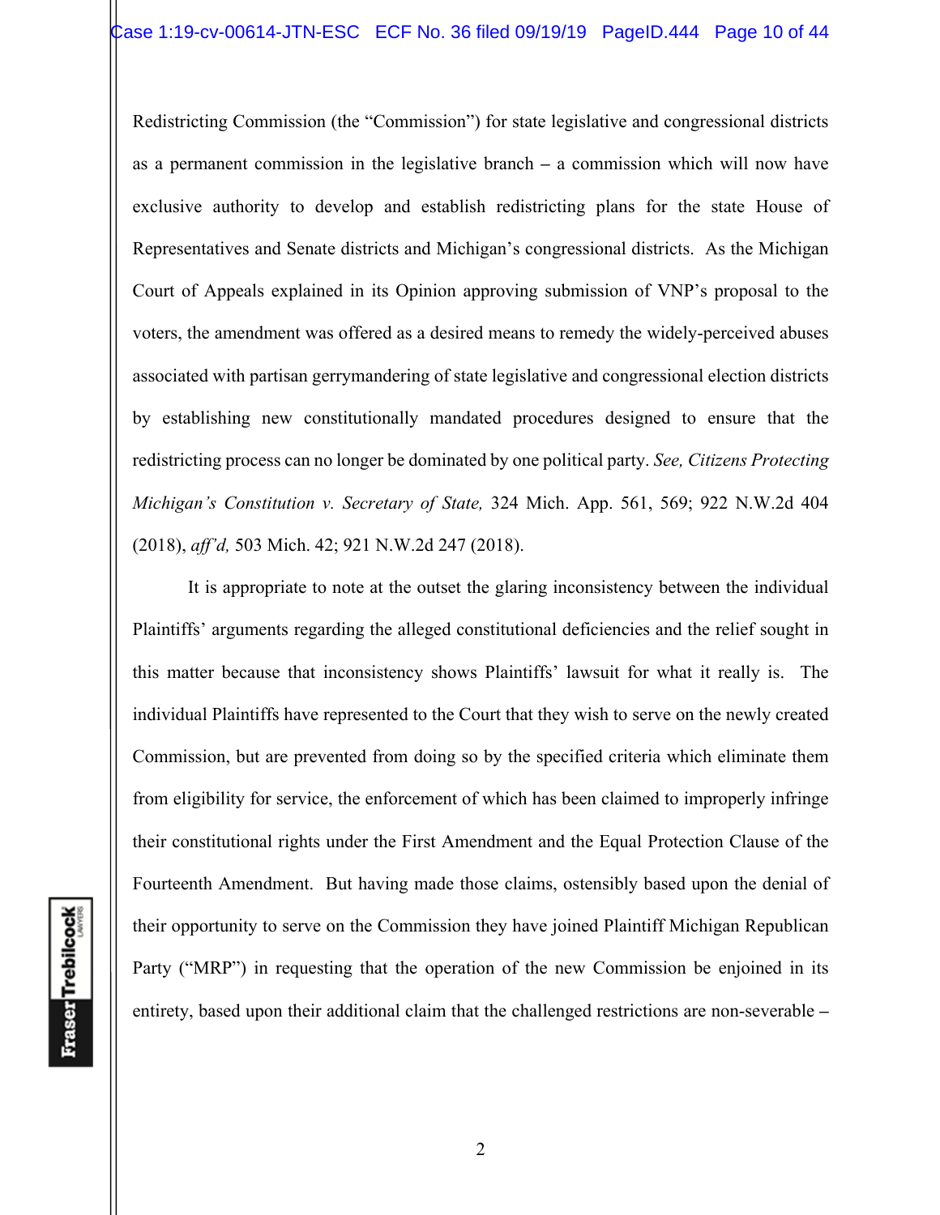Redistricting Commission (the "Commission") for state legislative and congressional districts as a permanent commission in the legislative branch – a commission which will now have exclusive authority to develop and establish redistricting plans for the state House of Representatives and Senate districts and Michigan's congressional districts. As the Michigan Court of Appeals explained in its Opinion approving submission of VNP's proposal to the voters, the amendment was offered as a desired means to remedy the widely-perceived abuses associated with partisan gerrymandering of state legislative and congressional election districts by establishing new constitutionally mandated procedures designed to ensure that the redistricting process can no longer be dominated by one political party. *See, Citizens Protecting Michigan's Constitution v. Secretary of State,* 324 Mich. App. 561, 569; 922 N.W.2d 404 (2018), *aff'd,* 503 Mich. 42; 921 N.W.2d 247 (2018).

It is appropriate to note at the outset the glaring inconsistency between the individual Plaintiffs' arguments regarding the alleged constitutional deficiencies and the relief sought in this matter because that inconsistency shows Plaintiffs' lawsuit for what it really is. The individual Plaintiffs have represented to the Court that they wish to serve on the newly created Commission, but are prevented from doing so by the specified criteria which eliminate them from eligibility for service, the enforcement of which has been claimed to improperly infringe their constitutional rights under the First Amendment and the Equal Protection Clause of the Fourteenth Amendment. But having made those claims, ostensibly based upon the denial of their opportunity to serve on the Commission they have joined Plaintiff Michigan Republican Party ("MRP") in requesting that the operation of the new Commission be enjoined in its entirety, based upon their additional claim that the challenged restrictions are non-severable –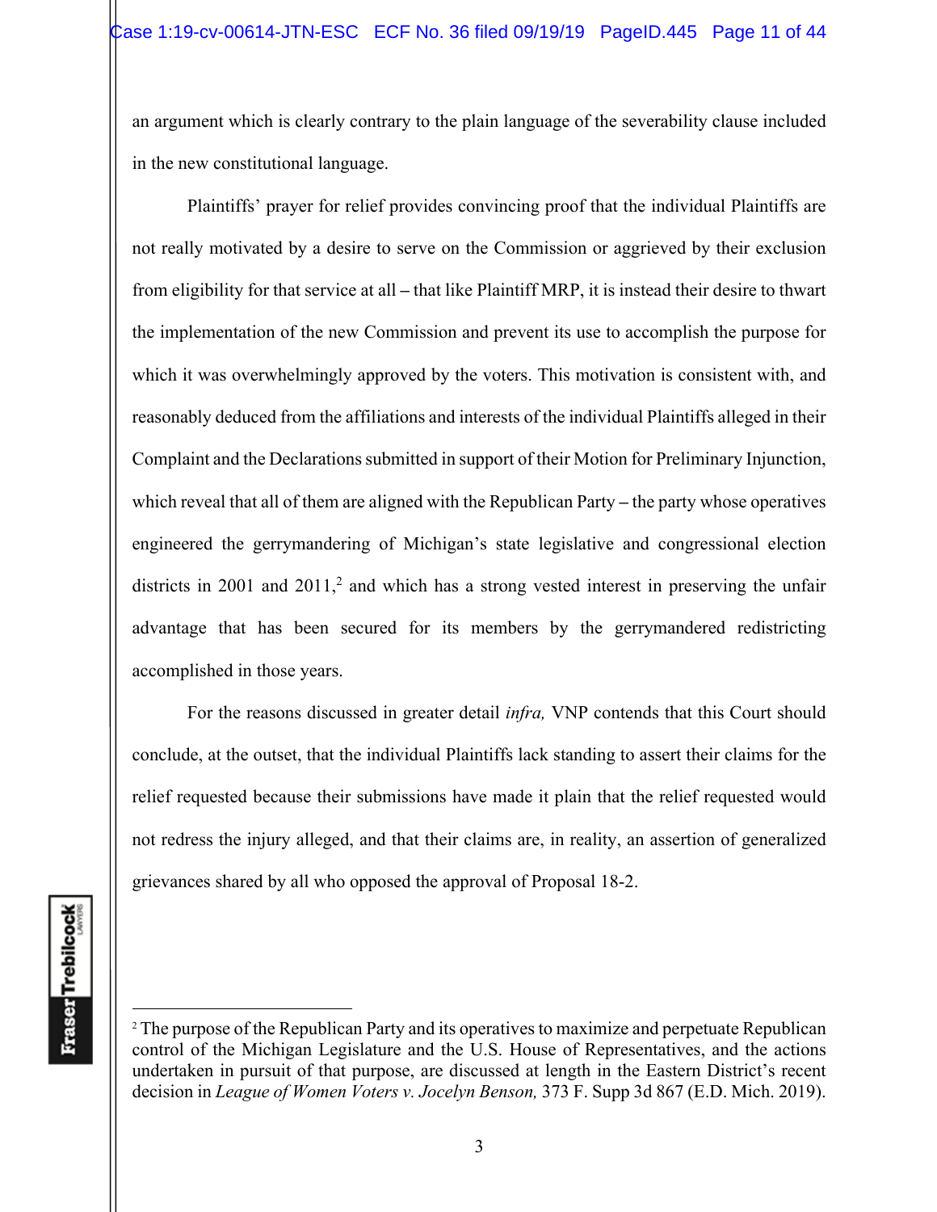an argument which is clearly contrary to the plain language of the severability clause included in the new constitutional language.

Plaintiffs' prayer for relief provides convincing proof that the individual Plaintiffs are not really motivated by a desire to serve on the Commission or aggrieved by their exclusion from eligibility for that service at all – that like Plaintiff MRP, it is instead their desire to thwart the implementation of the new Commission and prevent its use to accomplish the purpose for which it was overwhelmingly approved by the voters. This motivation is consistent with, and reasonably deduced from the affiliations and interests of the individual Plaintiffs alleged in their Complaint and the Declarations submitted in support of their Motion for Preliminary Injunction, which reveal that all of them are aligned with the Republican Party – the party whose operatives engineered the gerrymandering of Michigan's state legislative and congressional election districts in 2001 and 2011,[2] and which has a strong vested interest in preserving the unfair advantage that has been secured for its members by the gerrymandered redistricting accomplished in those years.

For the reasons discussed in greater detail *infra,* VNP contends that this Court should conclude, at the outset, that the individual Plaintiffs lack standing to assert their claims for the relief requested because their submissions have made it plain that the relief requested would not redress the injury alleged, and that their claims are, in reality, an assertion of generalized grievances shared by all who opposed the approval of Proposal 18-2.

---

[2] The purpose of the Republican Party and its operatives to maximize and perpetuate Republican control of the Michigan Legislature and the U.S. House of Representatives, and the actions undertaken in pursuit of that purpose, are discussed at length in the Eastern District's recent decision in *League of Women Voters v. Jocelyn Benson,* 373 F. Supp 3d 867 (E.D. Mich. 2019).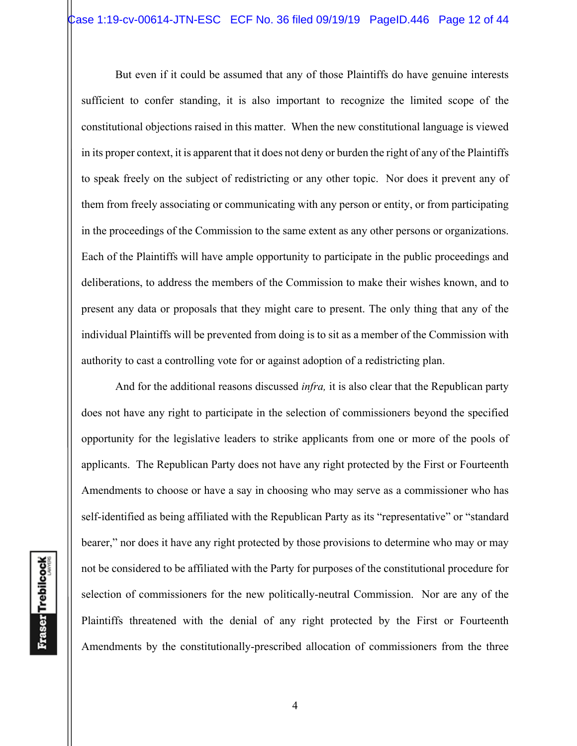But even if it could be assumed that any of those Plaintiffs do have genuine interests sufficient to confer standing, it is also important to recognize the limited scope of the constitutional objections raised in this matter. When the new constitutional language is viewed in its proper context, it is apparent that it does not deny or burden the right of any of the Plaintiffs to speak freely on the subject of redistricting or any other topic. Nor does it prevent any of them from freely associating or communicating with any person or entity, or from participating in the proceedings of the Commission to the same extent as any other persons or organizations. Each of the Plaintiffs will have ample opportunity to participate in the public proceedings and deliberations, to address the members of the Commission to make their wishes known, and to present any data or proposals that they might care to present. The only thing that any of the individual Plaintiffs will be prevented from doing is to sit as a member of the Commission with authority to cast a controlling vote for or against adoption of a redistricting plan.

And for the additional reasons discussed *infra,* it is also clear that the Republican party does not have any right to participate in the selection of commissioners beyond the specified opportunity for the legislative leaders to strike applicants from one or more of the pools of applicants. The Republican Party does not have any right protected by the First or Fourteenth Amendments to choose or have a say in choosing who may serve as a commissioner who has self-identified as being affiliated with the Republican Party as its "representative" or "standard bearer," nor does it have any right protected by those provisions to determine who may or may not be considered to be affiliated with the Party for purposes of the constitutional procedure for selection of commissioners for the new politically-neutral Commission. Nor are any of the Plaintiffs threatened with the denial of any right protected by the First or Fourteenth Amendments by the constitutionally-prescribed allocation of commissioners from the three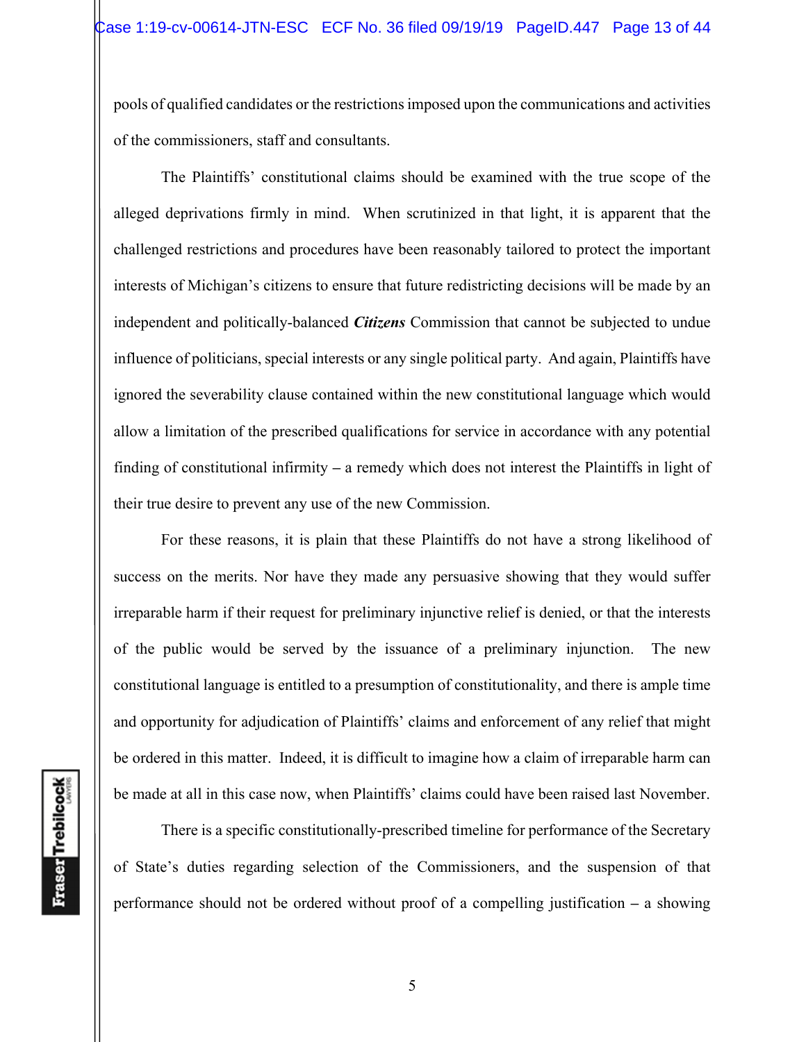pools of qualified candidates or the restrictions imposed upon the communications and activities of the commissioners, staff and consultants.

The Plaintiffs' constitutional claims should be examined with the true scope of the alleged deprivations firmly in mind. When scrutinized in that light, it is apparent that the challenged restrictions and procedures have been reasonably tailored to protect the important interests of Michigan's citizens to ensure that future redistricting decisions will be made by an independent and politically-balanced ***Citizens*** Commission that cannot be subjected to undue influence of politicians, special interests or any single political party. And again, Plaintiffs have ignored the severability clause contained within the new constitutional language which would allow a limitation of the prescribed qualifications for service in accordance with any potential finding of constitutional infirmity – a remedy which does not interest the Plaintiffs in light of their true desire to prevent any use of the new Commission.

For these reasons, it is plain that these Plaintiffs do not have a strong likelihood of success on the merits. Nor have they made any persuasive showing that they would suffer irreparable harm if their request for preliminary injunctive relief is denied, or that the interests of the public would be served by the issuance of a preliminary injunction. The new constitutional language is entitled to a presumption of constitutionality, and there is ample time and opportunity for adjudication of Plaintiffs' claims and enforcement of any relief that might be ordered in this matter. Indeed, it is difficult to imagine how a claim of irreparable harm can be made at all in this case now, when Plaintiffs' claims could have been raised last November.

There is a specific constitutionally-prescribed timeline for performance of the Secretary of State's duties regarding selection of the Commissioners, and the suspension of that performance should not be ordered without proof of a compelling justification – a showing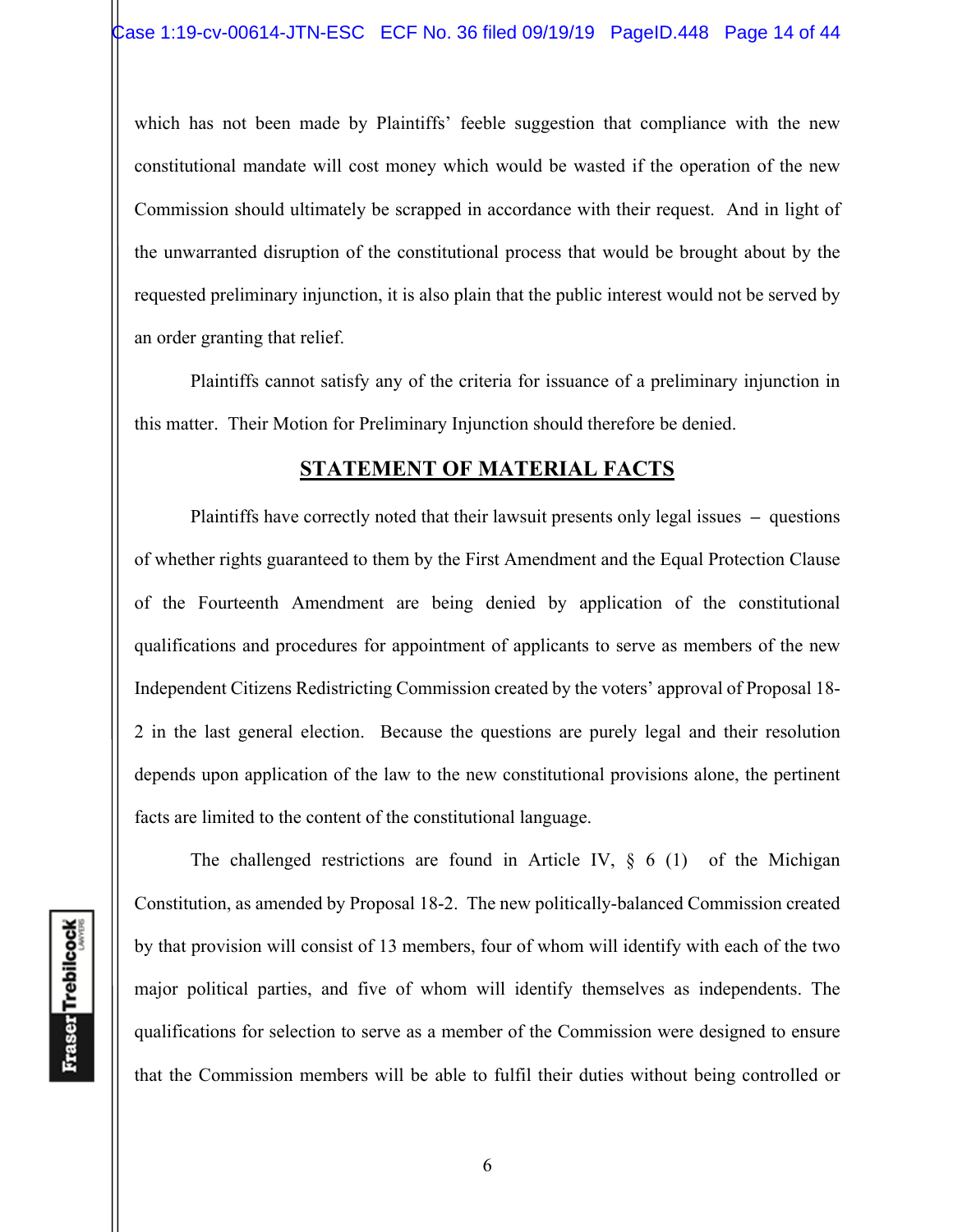which has not been made by Plaintiffs' feeble suggestion that compliance with the new constitutional mandate will cost money which would be wasted if the operation of the new Commission should ultimately be scrapped in accordance with their request. And in light of the unwarranted disruption of the constitutional process that would be brought about by the requested preliminary injunction, it is also plain that the public interest would not be served by an order granting that relief.

Plaintiffs cannot satisfy any of the criteria for issuance of a preliminary injunction in this matter. Their Motion for Preliminary Injunction should therefore be denied.

## STATEMENT OF MATERIAL FACTS

Plaintiffs have correctly noted that their lawsuit presents only legal issues – questions of whether rights guaranteed to them by the First Amendment and the Equal Protection Clause of the Fourteenth Amendment are being denied by application of the constitutional qualifications and procedures for appointment of applicants to serve as members of the new Independent Citizens Redistricting Commission created by the voters' approval of Proposal 18-2 in the last general election. Because the questions are purely legal and their resolution depends upon application of the law to the new constitutional provisions alone, the pertinent facts are limited to the content of the constitutional language.

The challenged restrictions are found in Article IV, § 6 (1) of the Michigan Constitution, as amended by Proposal 18-2. The new politically-balanced Commission created by that provision will consist of 13 members, four of whom will identify with each of the two major political parties, and five of whom will identify themselves as independents. The qualifications for selection to serve as a member of the Commission were designed to ensure that the Commission members will be able to fulfil their duties without being controlled or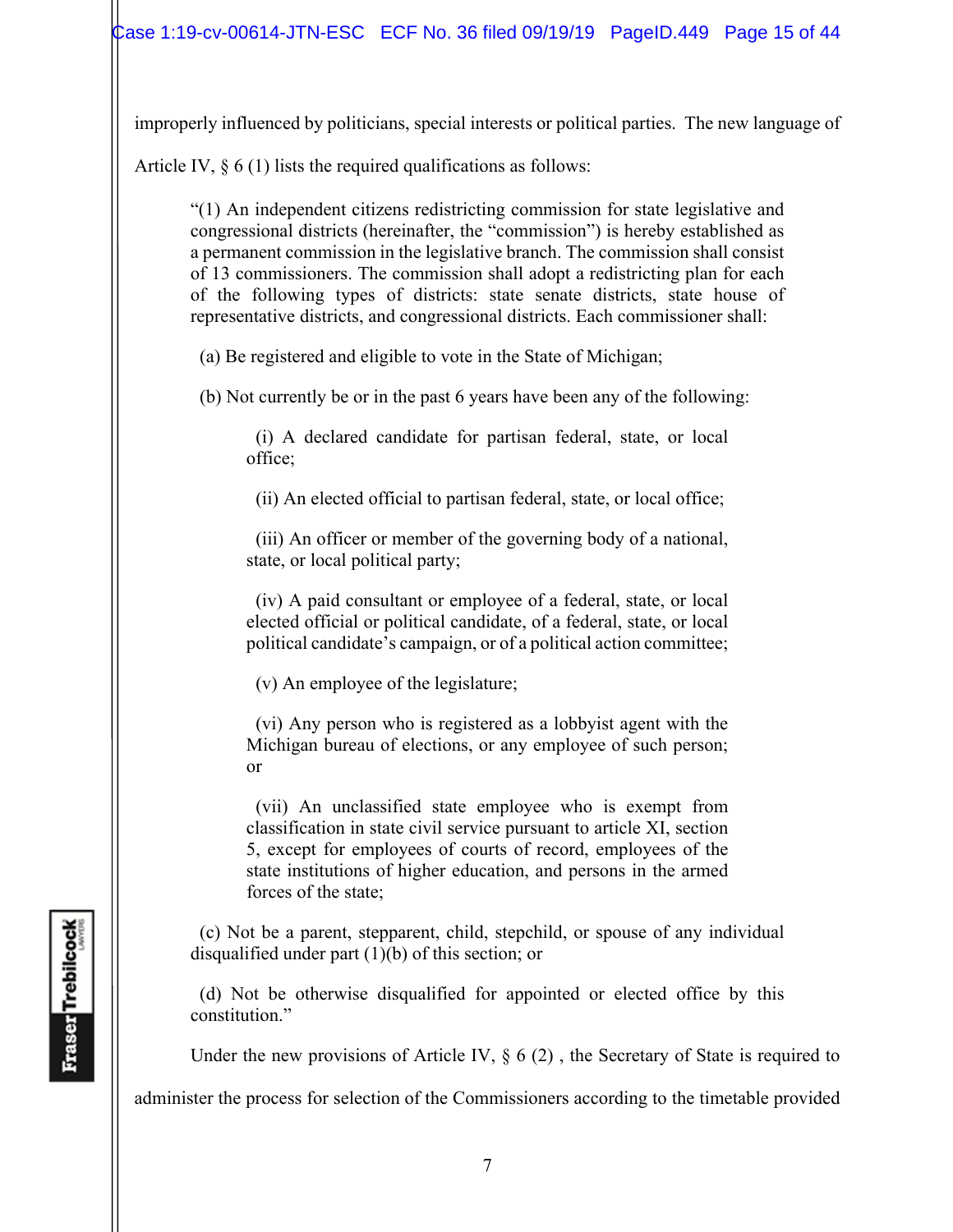improperly influenced by politicians, special interests or political parties. The new language of Article IV, § 6 (1) lists the required qualifications as follows:

> "(1) An independent citizens redistricting commission for state legislative and congressional districts (hereinafter, the "commission") is hereby established as a permanent commission in the legislative branch. The commission shall consist of 13 commissioners. The commission shall adopt a redistricting plan for each of the following types of districts: state senate districts, state house of representative districts, and congressional districts. Each commissioner shall:
>
> (a) Be registered and eligible to vote in the State of Michigan;
>
> (b) Not currently be or in the past 6 years have been any of the following:
>
> > (i) A declared candidate for partisan federal, state, or local office;
> >
> > (ii) An elected official to partisan federal, state, or local office;
> >
> > (iii) An officer or member of the governing body of a national, state, or local political party;
> >
> > (iv) A paid consultant or employee of a federal, state, or local elected official or political candidate, of a federal, state, or local political candidate's campaign, or of a political action committee;
> >
> > (v) An employee of the legislature;
> >
> > (vi) Any person who is registered as a lobbyist agent with the Michigan bureau of elections, or any employee of such person; or
> >
> > (vii) An unclassified state employee who is exempt from classification in state civil service pursuant to article XI, section 5, except for employees of courts of record, employees of the state institutions of higher education, and persons in the armed forces of the state;
>
> (c) Not be a parent, stepparent, child, stepchild, or spouse of any individual disqualified under part (1)(b) of this section; or
>
> (d) Not be otherwise disqualified for appointed or elected office by this constitution."

Under the new provisions of Article IV, § 6 (2) , the Secretary of State is required to administer the process for selection of the Commissioners according to the timetable provided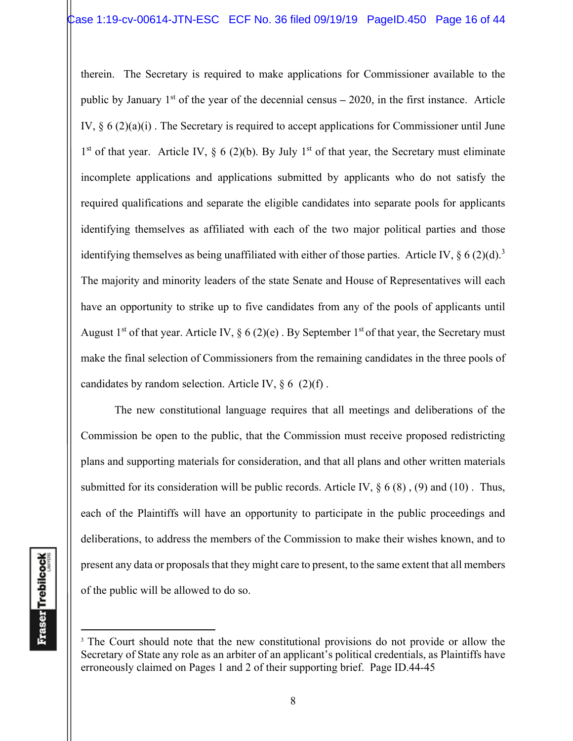therein. The Secretary is required to make applications for Commissioner available to the public by January 1st of the year of the decennial census – 2020, in the first instance. Article IV, § 6 (2)(a)(i) . The Secretary is required to accept applications for Commissioner until June 1st of that year. Article IV, § 6 (2)(b). By July 1st of that year, the Secretary must eliminate incomplete applications and applications submitted by applicants who do not satisfy the required qualifications and separate the eligible candidates into separate pools for applicants identifying themselves as affiliated with each of the two major political parties and those identifying themselves as being unaffiliated with either of those parties. Article IV, § 6 (2)(d).[3] The majority and minority leaders of the state Senate and House of Representatives will each have an opportunity to strike up to five candidates from any of the pools of applicants until August 1st of that year. Article IV, § 6 (2)(e) . By September 1st of that year, the Secretary must make the final selection of Commissioners from the remaining candidates in the three pools of candidates by random selection. Article IV, § 6 (2)(f) .

The new constitutional language requires that all meetings and deliberations of the Commission be open to the public, that the Commission must receive proposed redistricting plans and supporting materials for consideration, and that all plans and other written materials submitted for its consideration will be public records. Article IV, § 6 (8) , (9) and (10) . Thus, each of the Plaintiffs will have an opportunity to participate in the public proceedings and deliberations, to address the members of the Commission to make their wishes known, and to present any data or proposals that they might care to present, to the same extent that all members of the public will be allowed to do so.

---

[3] The Court should note that the new constitutional provisions do not provide or allow the Secretary of State any role as an arbiter of an applicant's political credentials, as Plaintiffs have erroneously claimed on Pages 1 and 2 of their supporting brief. Page ID.44-45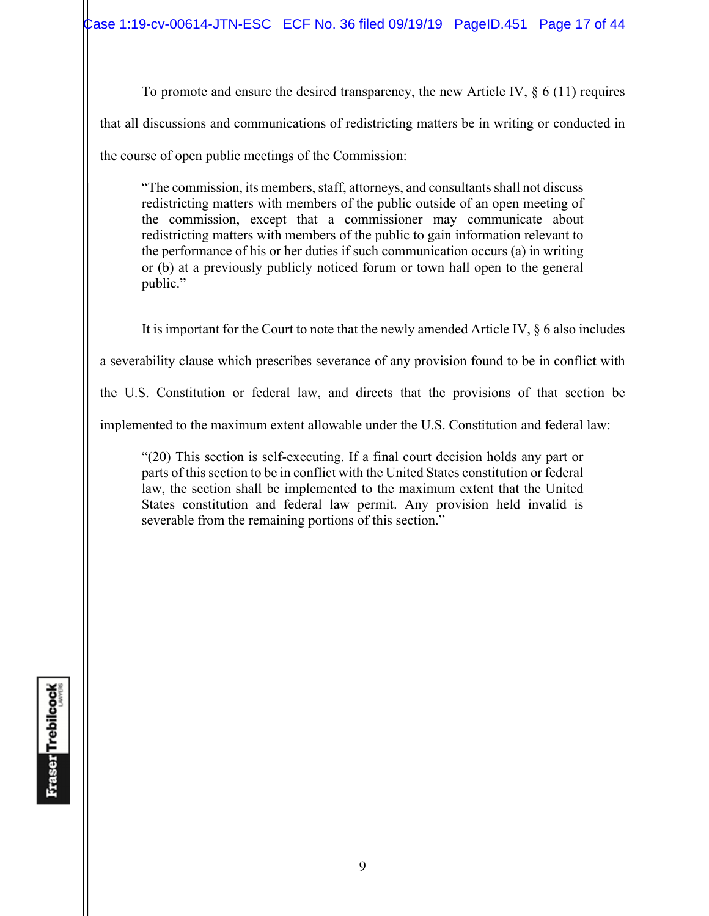To promote and ensure the desired transparency, the new Article IV, § 6 (11) requires that all discussions and communications of redistricting matters be in writing or conducted in the course of open public meetings of the Commission:

> "The commission, its members, staff, attorneys, and consultants shall not discuss redistricting matters with members of the public outside of an open meeting of the commission, except that a commissioner may communicate about redistricting matters with members of the public to gain information relevant to the performance of his or her duties if such communication occurs (a) in writing or (b) at a previously publicly noticed forum or town hall open to the general public."

It is important for the Court to note that the newly amended Article IV, § 6 also includes a severability clause which prescribes severance of any provision found to be in conflict with the U.S. Constitution or federal law, and directs that the provisions of that section be implemented to the maximum extent allowable under the U.S. Constitution and federal law:

> "(20) This section is self-executing. If a final court decision holds any part or parts of this section to be in conflict with the United States constitution or federal law, the section shall be implemented to the maximum extent that the United States constitution and federal law permit. Any provision held invalid is severable from the remaining portions of this section."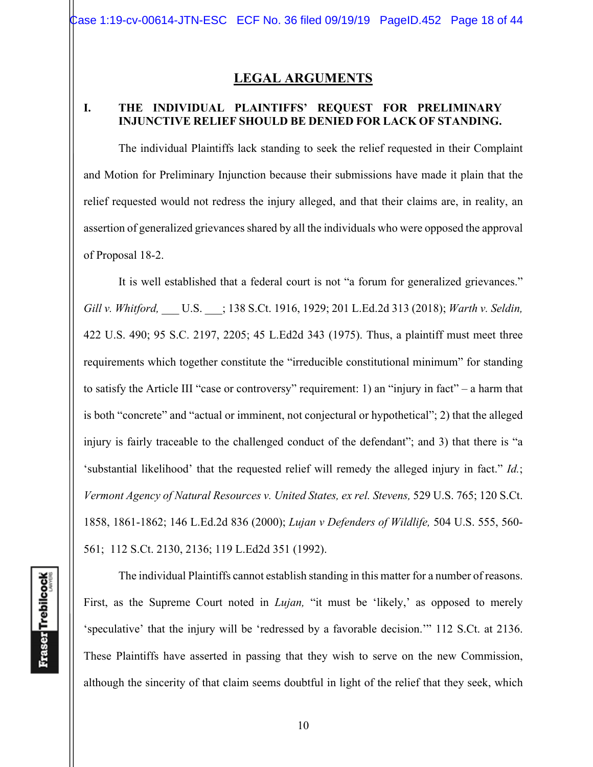## LEGAL ARGUMENTS

### I. THE INDIVIDUAL PLAINTIFFS' REQUEST FOR PRELIMINARY INJUNCTIVE RELIEF SHOULD BE DENIED FOR LACK OF STANDING.

The individual Plaintiffs lack standing to seek the relief requested in their Complaint and Motion for Preliminary Injunction because their submissions have made it plain that the relief requested would not redress the injury alleged, and that their claims are, in reality, an assertion of generalized grievances shared by all the individuals who were opposed the approval of Proposal 18-2.

It is well established that a federal court is not "a forum for generalized grievances." *Gill v. Whitford,* ___ U.S. ___; 138 S.Ct. 1916, 1929; 201 L.Ed.2d 313 (2018); *Warth v. Seldin,* 422 U.S. 490; 95 S.C. 2197, 2205; 45 L.Ed2d 343 (1975). Thus, a plaintiff must meet three requirements which together constitute the "irreducible constitutional minimum" for standing to satisfy the Article III "case or controversy" requirement: 1) an "injury in fact" – a harm that is both "concrete" and "actual or imminent, not conjectural or hypothetical"; 2) that the alleged injury is fairly traceable to the challenged conduct of the defendant"; and 3) that there is "a 'substantial likelihood' that the requested relief will remedy the alleged injury in fact." *Id.*; *Vermont Agency of Natural Resources v. United States, ex rel. Stevens,* 529 U.S. 765; 120 S.Ct. 1858, 1861-1862; 146 L.Ed.2d 836 (2000); *Lujan v Defenders of Wildlife,* 504 U.S. 555, 560-561; 112 S.Ct. 2130, 2136; 119 L.Ed2d 351 (1992).

The individual Plaintiffs cannot establish standing in this matter for a number of reasons. First, as the Supreme Court noted in *Lujan,* "it must be 'likely,' as opposed to merely 'speculative' that the injury will be 'redressed by a favorable decision.'" 112 S.Ct. at 2136. These Plaintiffs have asserted in passing that they wish to serve on the new Commission, although the sincerity of that claim seems doubtful in light of the relief that they seek, which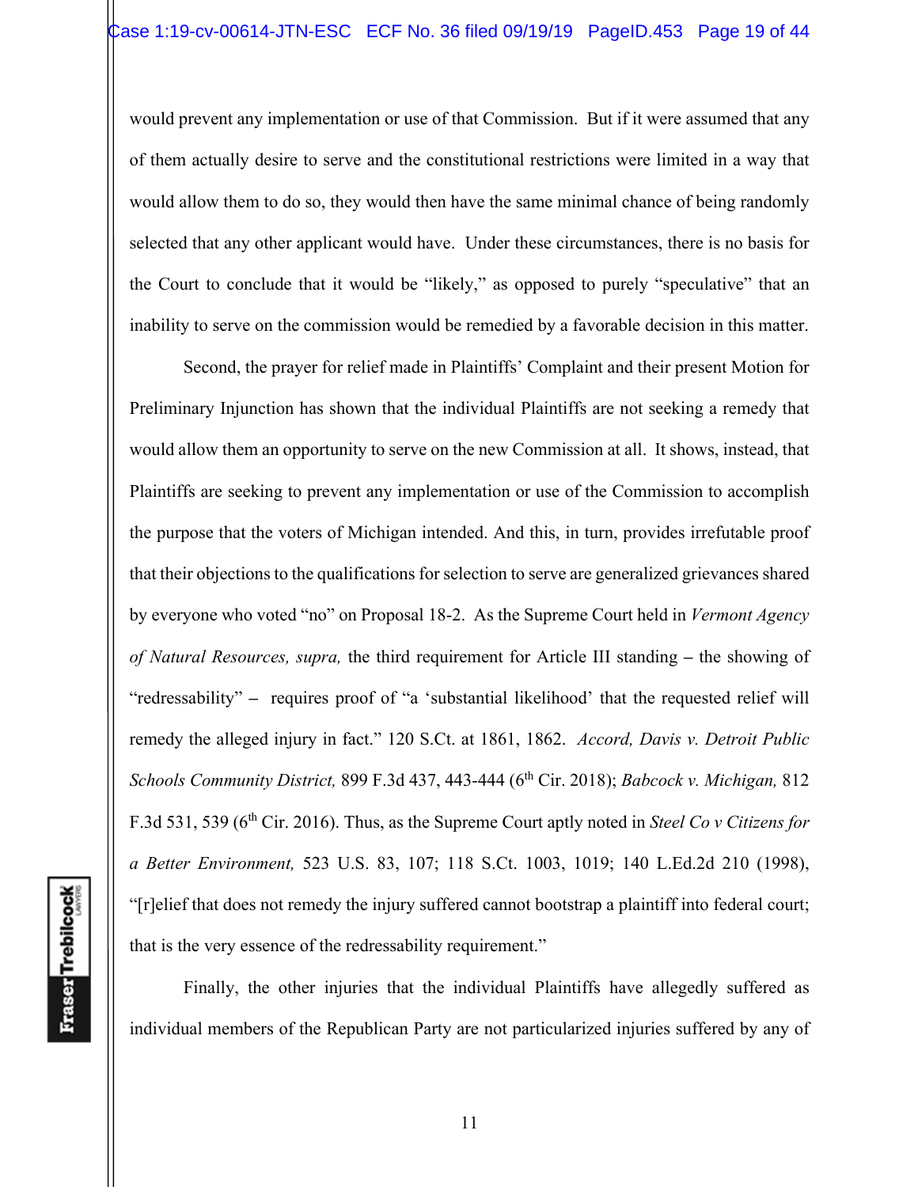would prevent any implementation or use of that Commission. But if it were assumed that any of them actually desire to serve and the constitutional restrictions were limited in a way that would allow them to do so, they would then have the same minimal chance of being randomly selected that any other applicant would have. Under these circumstances, there is no basis for the Court to conclude that it would be "likely," as opposed to purely "speculative" that an inability to serve on the commission would be remedied by a favorable decision in this matter.

Second, the prayer for relief made in Plaintiffs' Complaint and their present Motion for Preliminary Injunction has shown that the individual Plaintiffs are not seeking a remedy that would allow them an opportunity to serve on the new Commission at all. It shows, instead, that Plaintiffs are seeking to prevent any implementation or use of the Commission to accomplish the purpose that the voters of Michigan intended. And this, in turn, provides irrefutable proof that their objections to the qualifications for selection to serve are generalized grievances shared by everyone who voted "no" on Proposal 18-2. As the Supreme Court held in *Vermont Agency of Natural Resources, supra,* the third requirement for Article III standing – the showing of "redressability" – requires proof of "a 'substantial likelihood' that the requested relief will remedy the alleged injury in fact." 120 S.Ct. at 1861, 1862. *Accord, Davis v. Detroit Public Schools Community District,* 899 F.3d 437, 443-444 (6th Cir. 2018); *Babcock v. Michigan,* 812 F.3d 531, 539 (6th Cir. 2016). Thus, as the Supreme Court aptly noted in *Steel Co v Citizens for a Better Environment,* 523 U.S. 83, 107; 118 S.Ct. 1003, 1019; 140 L.Ed.2d 210 (1998), "[r]elief that does not remedy the injury suffered cannot bootstrap a plaintiff into federal court; that is the very essence of the redressability requirement."

Finally, the other injuries that the individual Plaintiffs have allegedly suffered as individual members of the Republican Party are not particularized injuries suffered by any of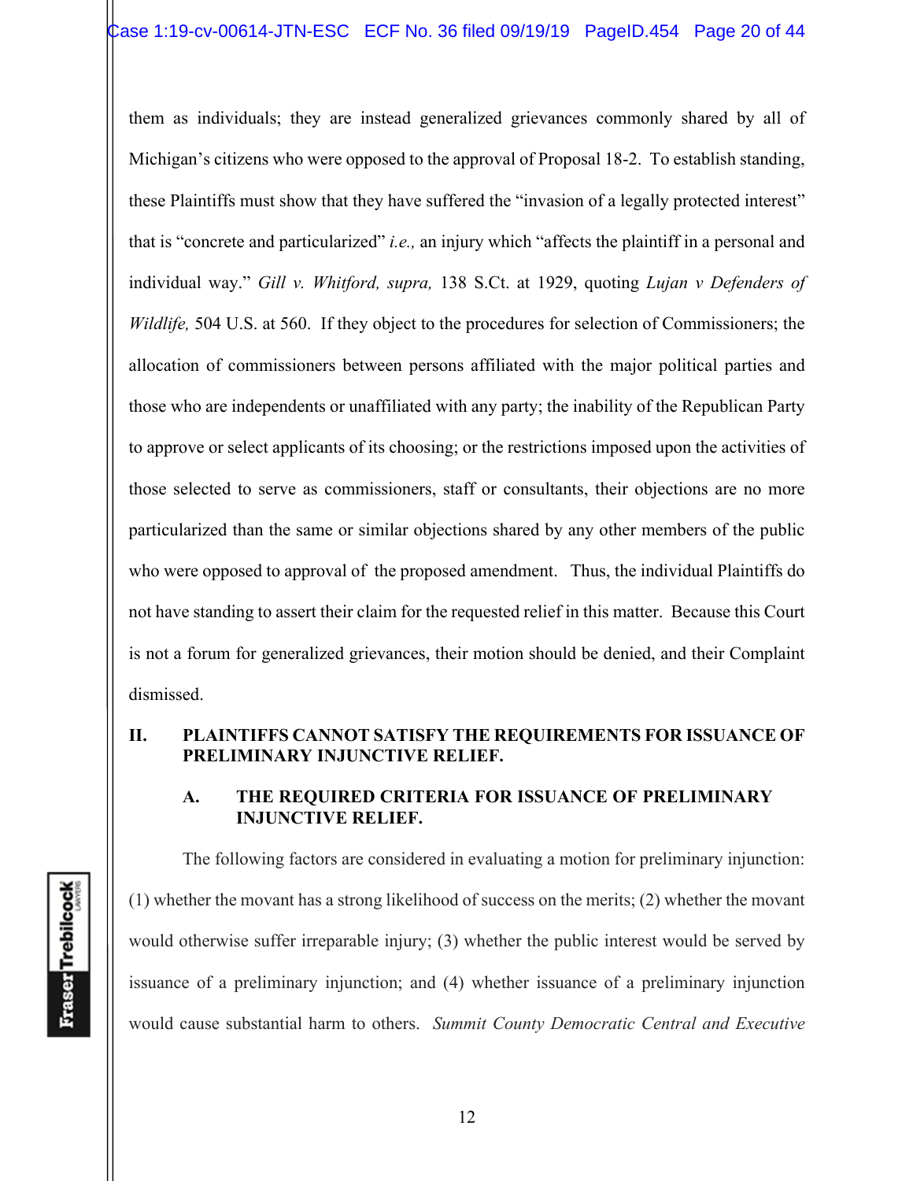them as individuals; they are instead generalized grievances commonly shared by all of Michigan's citizens who were opposed to the approval of Proposal 18-2. To establish standing, these Plaintiffs must show that they have suffered the "invasion of a legally protected interest" that is "concrete and particularized" *i.e.,* an injury which "affects the plaintiff in a personal and individual way." *Gill v. Whitford, supra,* 138 S.Ct. at 1929, quoting *Lujan v Defenders of Wildlife,* 504 U.S. at 560. If they object to the procedures for selection of Commissioners; the allocation of commissioners between persons affiliated with the major political parties and those who are independents or unaffiliated with any party; the inability of the Republican Party to approve or select applicants of its choosing; or the restrictions imposed upon the activities of those selected to serve as commissioners, staff or consultants, their objections are no more particularized than the same or similar objections shared by any other members of the public who were opposed to approval of the proposed amendment. Thus, the individual Plaintiffs do not have standing to assert their claim for the requested relief in this matter. Because this Court is not a forum for generalized grievances, their motion should be denied, and their Complaint dismissed.

## II. PLAINTIFFS CANNOT SATISFY THE REQUIREMENTS FOR ISSUANCE OF PRELIMINARY INJUNCTIVE RELIEF.

### A. THE REQUIRED CRITERIA FOR ISSUANCE OF PRELIMINARY INJUNCTIVE RELIEF.

The following factors are considered in evaluating a motion for preliminary injunction: (1) whether the movant has a strong likelihood of success on the merits; (2) whether the movant would otherwise suffer irreparable injury; (3) whether the public interest would be served by issuance of a preliminary injunction; and (4) whether issuance of a preliminary injunction would cause substantial harm to others. *Summit County Democratic Central and Executive*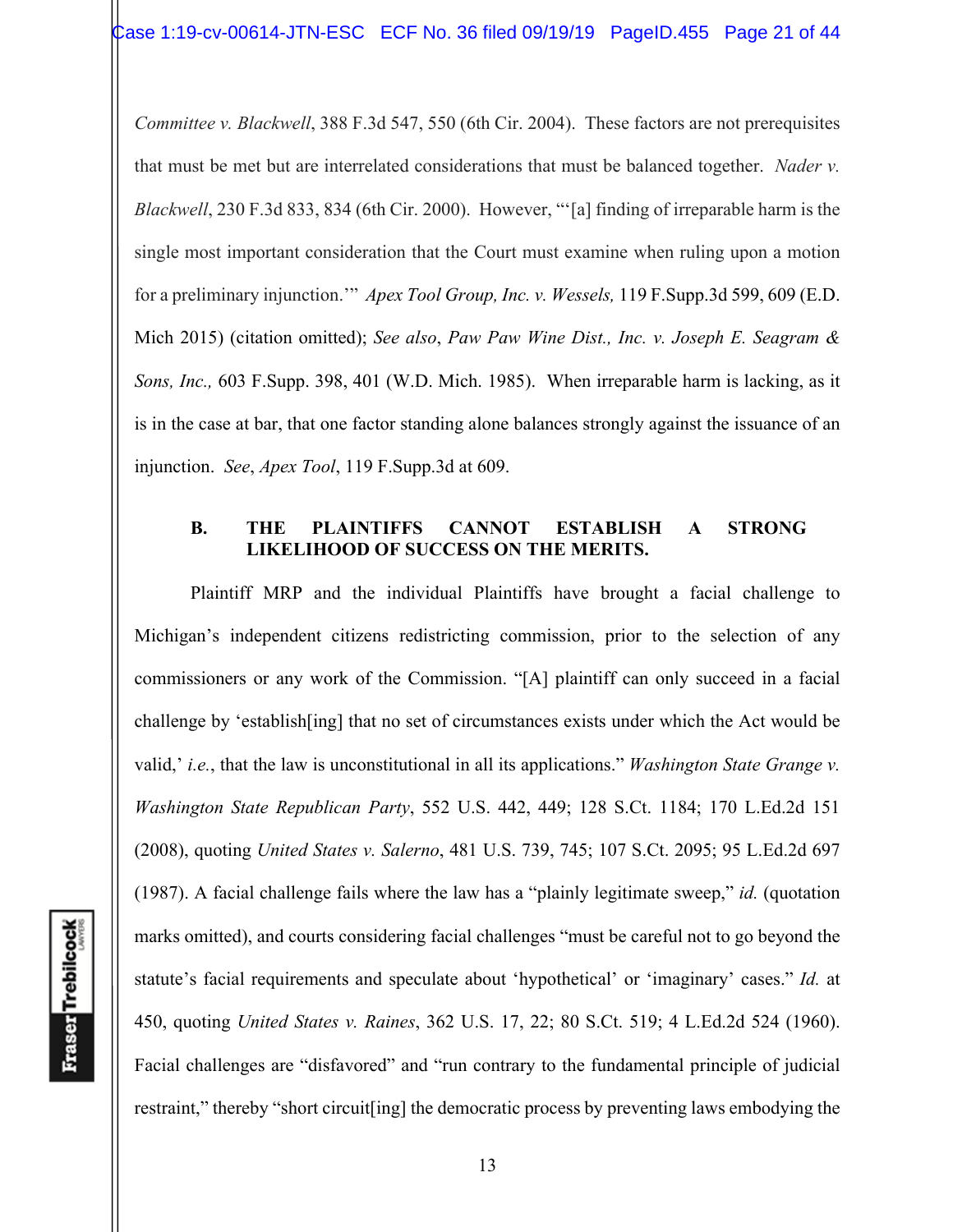*Committee v. Blackwell*, 388 F.3d 547, 550 (6th Cir. 2004). These factors are not prerequisites that must be met but are interrelated considerations that must be balanced together. *Nader v. Blackwell*, 230 F.3d 833, 834 (6th Cir. 2000). However, "'[a] finding of irreparable harm is the single most important consideration that the Court must examine when ruling upon a motion for a preliminary injunction.'" *Apex Tool Group, Inc. v. Wessels,* 119 F.Supp.3d 599, 609 (E.D. Mich 2015) (citation omitted); *See also*, *Paw Paw Wine Dist., Inc. v. Joseph E. Seagram & Sons, Inc.,* 603 F.Supp. 398, 401 (W.D. Mich. 1985). When irreparable harm is lacking, as it is in the case at bar, that one factor standing alone balances strongly against the issuance of an injunction. *See*, *Apex Tool*, 119 F.Supp.3d at 609.

### B. THE PLAINTIFFS CANNOT ESTABLISH A STRONG LIKELIHOOD OF SUCCESS ON THE MERITS.

Plaintiff MRP and the individual Plaintiffs have brought a facial challenge to Michigan's independent citizens redistricting commission, prior to the selection of any commissioners or any work of the Commission. "[A] plaintiff can only succeed in a facial challenge by 'establish[ing] that no set of circumstances exists under which the Act would be valid,' *i.e.*, that the law is unconstitutional in all its applications." *Washington State Grange v. Washington State Republican Party*, 552 U.S. 442, 449; 128 S.Ct. 1184; 170 L.Ed.2d 151 (2008), quoting *United States v. Salerno*, 481 U.S. 739, 745; 107 S.Ct. 2095; 95 L.Ed.2d 697 (1987). A facial challenge fails where the law has a "plainly legitimate sweep," *id.* (quotation marks omitted), and courts considering facial challenges "must be careful not to go beyond the statute's facial requirements and speculate about 'hypothetical' or 'imaginary' cases." *Id.* at 450, quoting *United States v. Raines*, 362 U.S. 17, 22; 80 S.Ct. 519; 4 L.Ed.2d 524 (1960). Facial challenges are "disfavored" and "run contrary to the fundamental principle of judicial restraint," thereby "short circuit[ing] the democratic process by preventing laws embodying the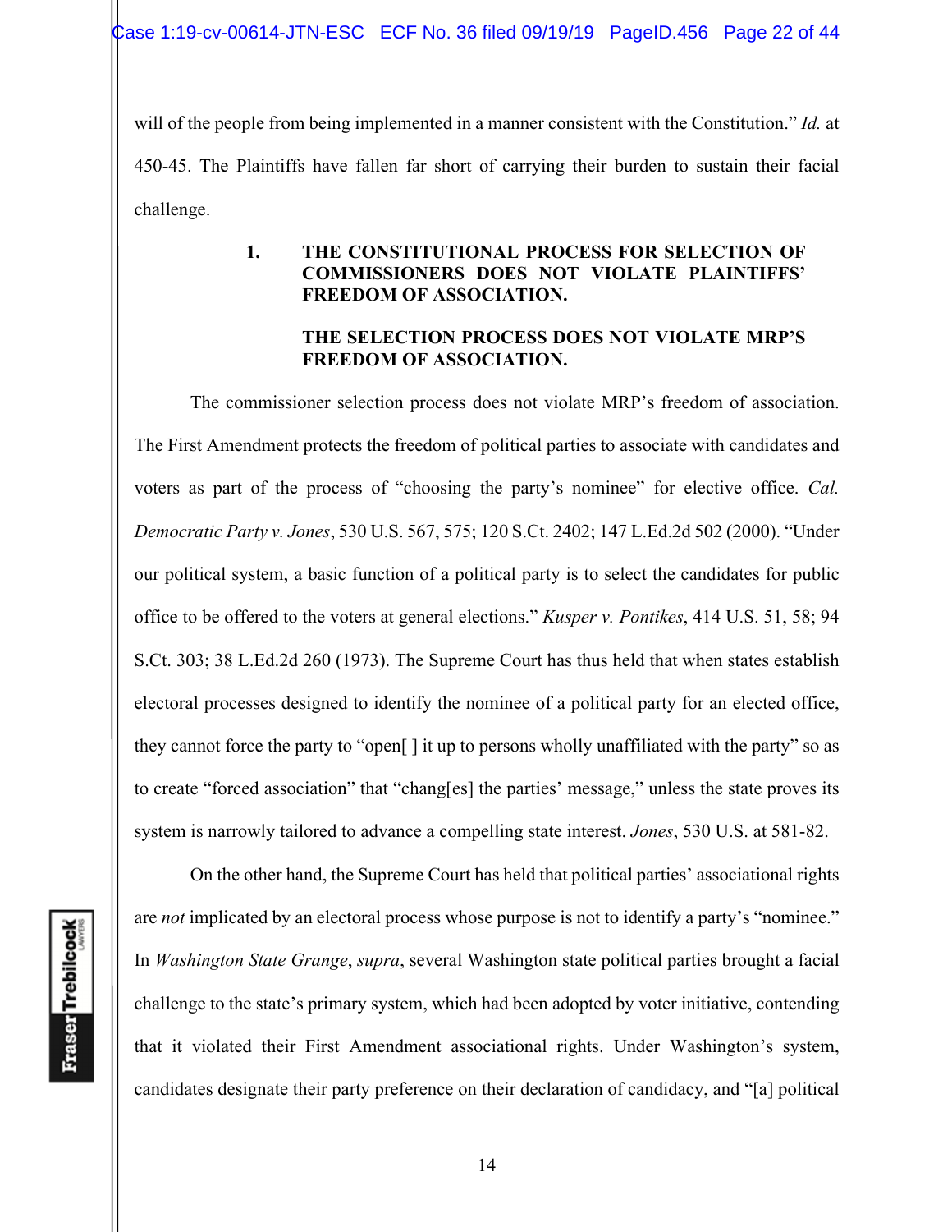will of the people from being implemented in a manner consistent with the Constitution." *Id.* at 450-45. The Plaintiffs have fallen far short of carrying their burden to sustain their facial challenge.

### 1. THE CONSTITUTIONAL PROCESS FOR SELECTION OF COMMISSIONERS DOES NOT VIOLATE PLAINTIFFS' FREEDOM OF ASSOCIATION.

### THE SELECTION PROCESS DOES NOT VIOLATE MRP'S FREEDOM OF ASSOCIATION.

The commissioner selection process does not violate MRP's freedom of association. The First Amendment protects the freedom of political parties to associate with candidates and voters as part of the process of "choosing the party's nominee" for elective office. *Cal. Democratic Party v. Jones*, 530 U.S. 567, 575; 120 S.Ct. 2402; 147 L.Ed.2d 502 (2000). "Under our political system, a basic function of a political party is to select the candidates for public office to be offered to the voters at general elections." *Kusper v. Pontikes*, 414 U.S. 51, 58; 94 S.Ct. 303; 38 L.Ed.2d 260 (1973). The Supreme Court has thus held that when states establish electoral processes designed to identify the nominee of a political party for an elected office, they cannot force the party to "open[ ] it up to persons wholly unaffiliated with the party" so as to create "forced association" that "chang[es] the parties' message," unless the state proves its system is narrowly tailored to advance a compelling state interest. *Jones*, 530 U.S. at 581-82.

On the other hand, the Supreme Court has held that political parties' associational rights are *not* implicated by an electoral process whose purpose is not to identify a party's "nominee." In *Washington State Grange*, *supra*, several Washington state political parties brought a facial challenge to the state's primary system, which had been adopted by voter initiative, contending that it violated their First Amendment associational rights. Under Washington's system, candidates designate their party preference on their declaration of candidacy, and "[a] political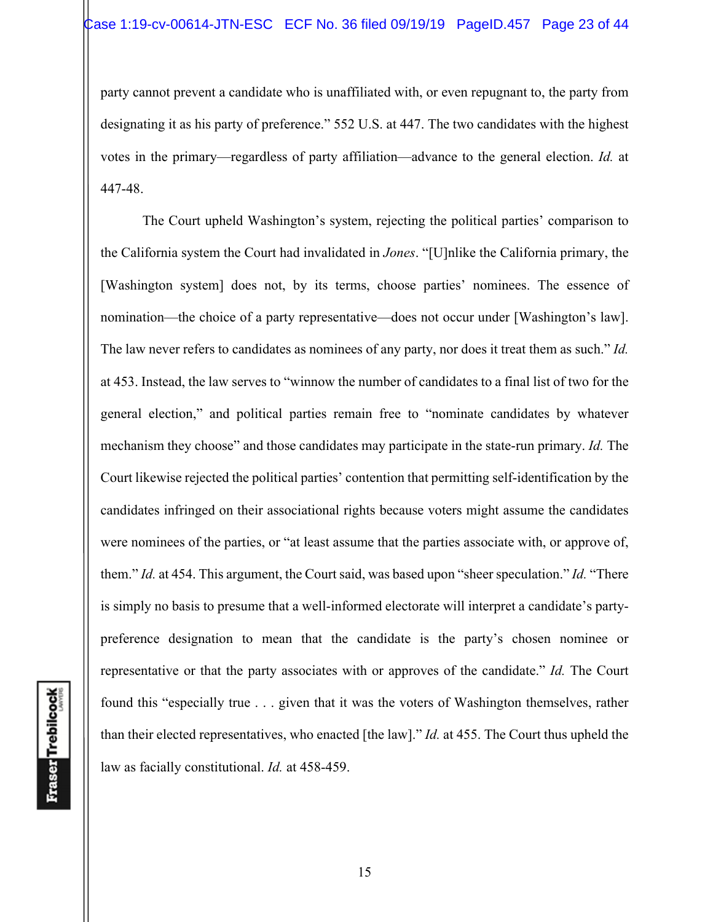party cannot prevent a candidate who is unaffiliated with, or even repugnant to, the party from designating it as his party of preference." 552 U.S. at 447. The two candidates with the highest votes in the primary—regardless of party affiliation—advance to the general election. *Id.* at 447-48.

The Court upheld Washington's system, rejecting the political parties' comparison to the California system the Court had invalidated in *Jones*. "[U]nlike the California primary, the [Washington system] does not, by its terms, choose parties' nominees. The essence of nomination—the choice of a party representative—does not occur under [Washington's law]. The law never refers to candidates as nominees of any party, nor does it treat them as such." *Id.* at 453. Instead, the law serves to "winnow the number of candidates to a final list of two for the general election," and political parties remain free to "nominate candidates by whatever mechanism they choose" and those candidates may participate in the state-run primary. *Id.* The Court likewise rejected the political parties' contention that permitting self-identification by the candidates infringed on their associational rights because voters might assume the candidates were nominees of the parties, or "at least assume that the parties associate with, or approve of, them." *Id.* at 454. This argument, the Court said, was based upon "sheer speculation." *Id.* "There is simply no basis to presume that a well-informed electorate will interpret a candidate's party-preference designation to mean that the candidate is the party's chosen nominee or representative or that the party associates with or approves of the candidate." *Id.* The Court found this "especially true . . . given that it was the voters of Washington themselves, rather than their elected representatives, who enacted [the law]." *Id.* at 455. The Court thus upheld the law as facially constitutional. *Id.* at 458-459.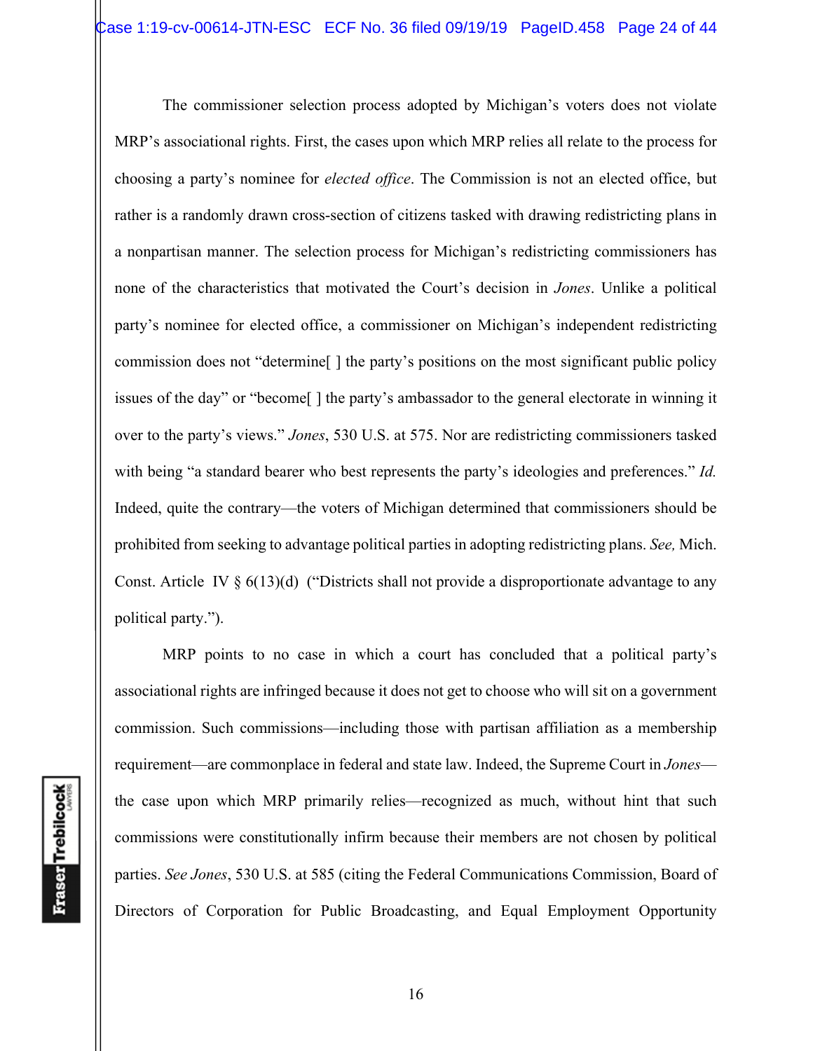The commissioner selection process adopted by Michigan's voters does not violate MRP's associational rights. First, the cases upon which MRP relies all relate to the process for choosing a party's nominee for *elected office*. The Commission is not an elected office, but rather is a randomly drawn cross-section of citizens tasked with drawing redistricting plans in a nonpartisan manner. The selection process for Michigan's redistricting commissioners has none of the characteristics that motivated the Court's decision in *Jones*. Unlike a political party's nominee for elected office, a commissioner on Michigan's independent redistricting commission does not "determine[ ] the party's positions on the most significant public policy issues of the day" or "become[ ] the party's ambassador to the general electorate in winning it over to the party's views." *Jones*, 530 U.S. at 575. Nor are redistricting commissioners tasked with being "a standard bearer who best represents the party's ideologies and preferences." *Id.* Indeed, quite the contrary—the voters of Michigan determined that commissioners should be prohibited from seeking to advantage political parties in adopting redistricting plans. *See,* Mich. Const. Article IV § 6(13)(d) ("Districts shall not provide a disproportionate advantage to any political party.").

MRP points to no case in which a court has concluded that a political party's associational rights are infringed because it does not get to choose who will sit on a government commission. Such commissions—including those with partisan affiliation as a membership requirement—are commonplace in federal and state law. Indeed, the Supreme Court in *Jones*—the case upon which MRP primarily relies—recognized as much, without hint that such commissions were constitutionally infirm because their members are not chosen by political parties. *See Jones*, 530 U.S. at 585 (citing the Federal Communications Commission, Board of Directors of Corporation for Public Broadcasting, and Equal Employment Opportunity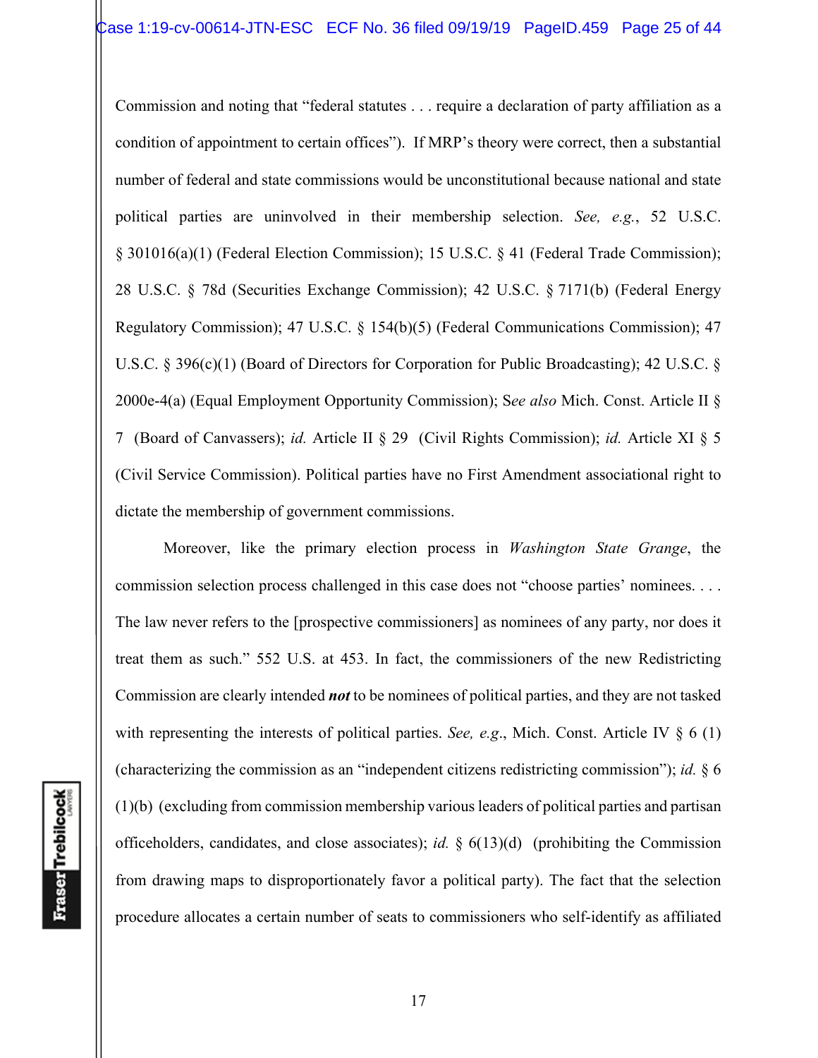Commission and noting that "federal statutes . . . require a declaration of party affiliation as a condition of appointment to certain offices"). If MRP's theory were correct, then a substantial number of federal and state commissions would be unconstitutional because national and state political parties are uninvolved in their membership selection. *See, e.g.*, 52 U.S.C. § 301016(a)(1) (Federal Election Commission); 15 U.S.C. § 41 (Federal Trade Commission); 28 U.S.C. § 78d (Securities Exchange Commission); 42 U.S.C. § 7171(b) (Federal Energy Regulatory Commission); 47 U.S.C. § 154(b)(5) (Federal Communications Commission); 47 U.S.C. § 396(c)(1) (Board of Directors for Corporation for Public Broadcasting); 42 U.S.C. § 2000e-4(a) (Equal Employment Opportunity Commission); S*ee also* Mich. Const. Article II § 7 (Board of Canvassers); *id.* Article II § 29 (Civil Rights Commission); *id.* Article XI § 5 (Civil Service Commission). Political parties have no First Amendment associational right to dictate the membership of government commissions.

Moreover, like the primary election process in *Washington State Grange*, the commission selection process challenged in this case does not "choose parties' nominees. . . . The law never refers to the [prospective commissioners] as nominees of any party, nor does it treat them as such." 552 U.S. at 453. In fact, the commissioners of the new Redistricting Commission are clearly intended ***not*** to be nominees of political parties, and they are not tasked with representing the interests of political parties. *See, e.g*., Mich. Const. Article IV § 6 (1) (characterizing the commission as an "independent citizens redistricting commission"); *id.* § 6 (1)(b) (excluding from commission membership various leaders of political parties and partisan officeholders, candidates, and close associates); *id.* § 6(13)(d) (prohibiting the Commission from drawing maps to disproportionately favor a political party). The fact that the selection procedure allocates a certain number of seats to commissioners who self-identify as affiliated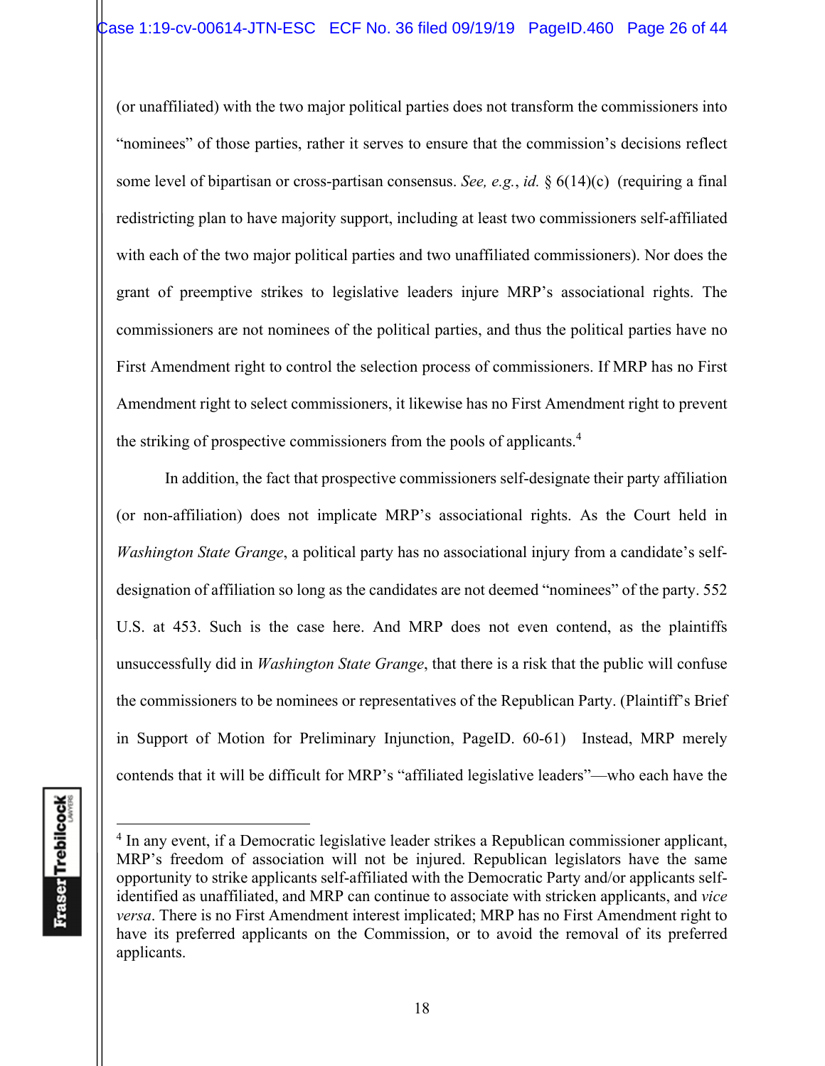(or unaffiliated) with the two major political parties does not transform the commissioners into "nominees" of those parties, rather it serves to ensure that the commission's decisions reflect some level of bipartisan or cross-partisan consensus. *See, e.g.*, *id.* § 6(14)(c) (requiring a final redistricting plan to have majority support, including at least two commissioners self-affiliated with each of the two major political parties and two unaffiliated commissioners). Nor does the grant of preemptive strikes to legislative leaders injure MRP's associational rights. The commissioners are not nominees of the political parties, and thus the political parties have no First Amendment right to control the selection process of commissioners. If MRP has no First Amendment right to select commissioners, it likewise has no First Amendment right to prevent the striking of prospective commissioners from the pools of applicants.[4]

In addition, the fact that prospective commissioners self-designate their party affiliation (or non-affiliation) does not implicate MRP's associational rights. As the Court held in *Washington State Grange*, a political party has no associational injury from a candidate's self-designation of affiliation so long as the candidates are not deemed "nominees" of the party. 552 U.S. at 453. Such is the case here. And MRP does not even contend, as the plaintiffs unsuccessfully did in *Washington State Grange*, that there is a risk that the public will confuse the commissioners to be nominees or representatives of the Republican Party. (Plaintiff's Brief in Support of Motion for Preliminary Injunction, PageID. 60-61) Instead, MRP merely contends that it will be difficult for MRP's "affiliated legislative leaders"—who each have the

---

[4] In any event, if a Democratic legislative leader strikes a Republican commissioner applicant, MRP's freedom of association will not be injured. Republican legislators have the same opportunity to strike applicants self-affiliated with the Democratic Party and/or applicants self-identified as unaffiliated, and MRP can continue to associate with stricken applicants, and *vice versa*. There is no First Amendment interest implicated; MRP has no First Amendment right to have its preferred applicants on the Commission, or to avoid the removal of its preferred applicants.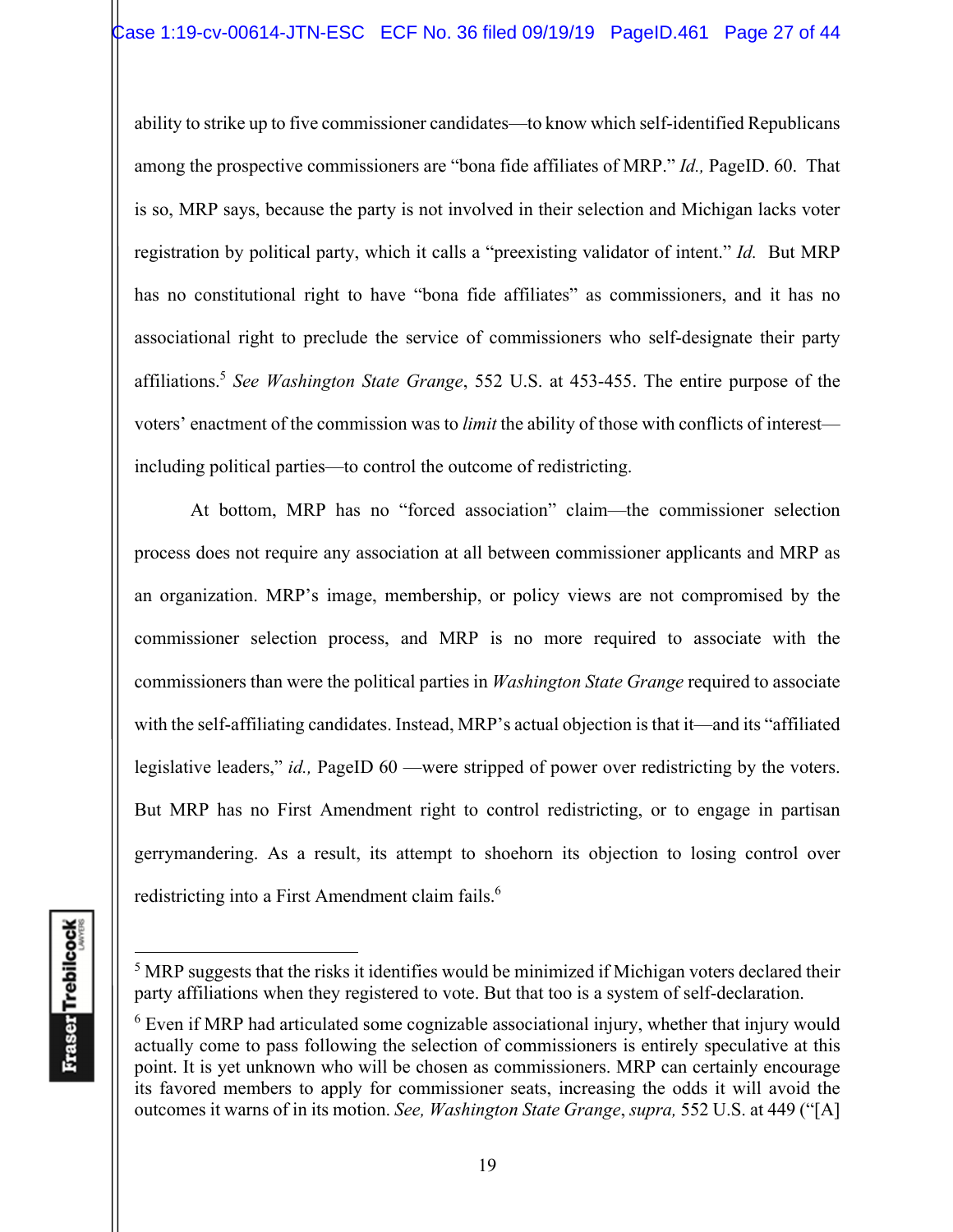ability to strike up to five commissioner candidates—to know which self-identified Republicans among the prospective commissioners are "bona fide affiliates of MRP." *Id.,* PageID. 60. That is so, MRP says, because the party is not involved in their selection and Michigan lacks voter registration by political party, which it calls a "preexisting validator of intent." *Id.* But MRP has no constitutional right to have "bona fide affiliates" as commissioners, and it has no associational right to preclude the service of commissioners who self-designate their party affiliations.[5] *See Washington State Grange*, 552 U.S. at 453-455. The entire purpose of the voters' enactment of the commission was to *limit* the ability of those with conflicts of interest—including political parties—to control the outcome of redistricting.

At bottom, MRP has no "forced association" claim—the commissioner selection process does not require any association at all between commissioner applicants and MRP as an organization. MRP's image, membership, or policy views are not compromised by the commissioner selection process, and MRP is no more required to associate with the commissioners than were the political parties in *Washington State Grange* required to associate with the self-affiliating candidates. Instead, MRP's actual objection is that it—and its "affiliated legislative leaders," *id.,* PageID 60 —were stripped of power over redistricting by the voters. But MRP has no First Amendment right to control redistricting, or to engage in partisan gerrymandering. As a result, its attempt to shoehorn its objection to losing control over redistricting into a First Amendment claim fails.[6]

---

[5] MRP suggests that the risks it identifies would be minimized if Michigan voters declared their party affiliations when they registered to vote. But that too is a system of self-declaration.

[6] Even if MRP had articulated some cognizable associational injury, whether that injury would actually come to pass following the selection of commissioners is entirely speculative at this point. It is yet unknown who will be chosen as commissioners. MRP can certainly encourage its favored members to apply for commissioner seats, increasing the odds it will avoid the outcomes it warns of in its motion. *See, Washington State Grange*, *supra,* 552 U.S. at 449 ("[A]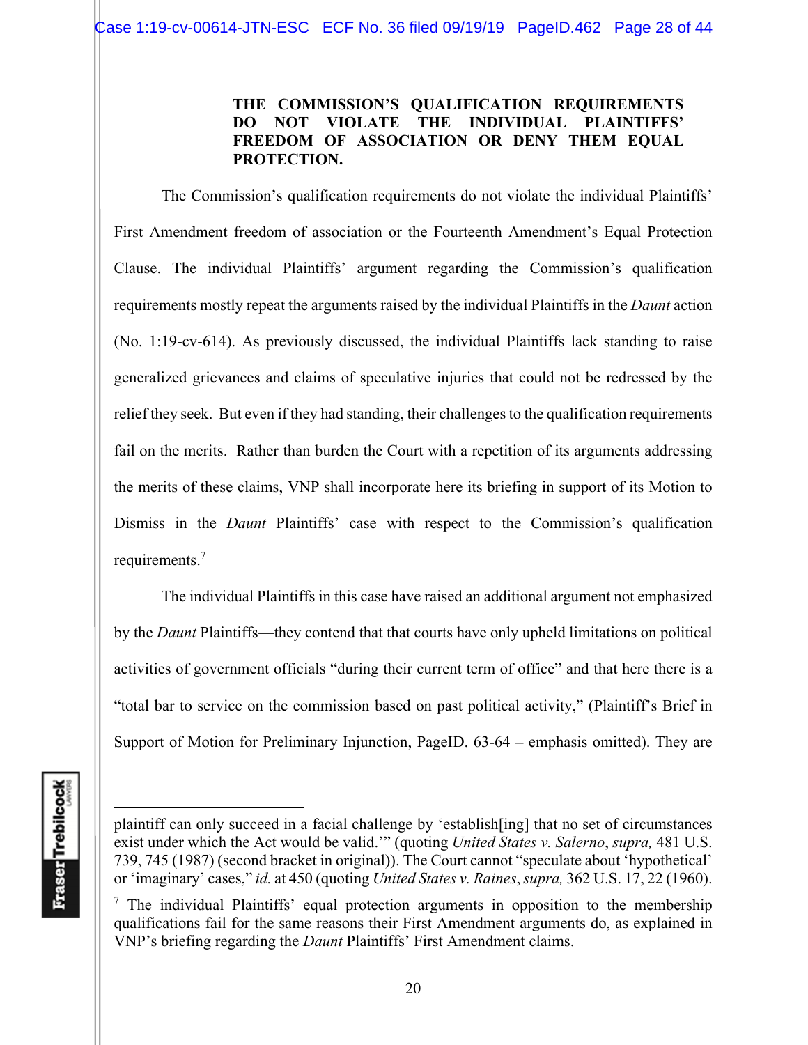**THE COMMISSION'S QUALIFICATION REQUIREMENTS DO NOT VIOLATE THE INDIVIDUAL PLAINTIFFS' FREEDOM OF ASSOCIATION OR DENY THEM EQUAL PROTECTION.**

The Commission's qualification requirements do not violate the individual Plaintiffs' First Amendment freedom of association or the Fourteenth Amendment's Equal Protection Clause. The individual Plaintiffs' argument regarding the Commission's qualification requirements mostly repeat the arguments raised by the individual Plaintiffs in the *Daunt* action (No. 1:19-cv-614). As previously discussed, the individual Plaintiffs lack standing to raise generalized grievances and claims of speculative injuries that could not be redressed by the relief they seek. But even if they had standing, their challenges to the qualification requirements fail on the merits. Rather than burden the Court with a repetition of its arguments addressing the merits of these claims, VNP shall incorporate here its briefing in support of its Motion to Dismiss in the *Daunt* Plaintiffs' case with respect to the Commission's qualification requirements.[7]

The individual Plaintiffs in this case have raised an additional argument not emphasized by the *Daunt* Plaintiffs—they contend that that courts have only upheld limitations on political activities of government officials "during their current term of office" and that here there is a "total bar to service on the commission based on past political activity," (Plaintiff's Brief in Support of Motion for Preliminary Injunction, PageID. 63-64 – emphasis omitted). They are

---

plaintiff can only succeed in a facial challenge by 'establish[ing] that no set of circumstances exist under which the Act would be valid.'" (quoting *United States v. Salerno*, *supra,* 481 U.S. 739, 745 (1987) (second bracket in original)). The Court cannot "speculate about 'hypothetical' or 'imaginary' cases," *id.* at 450 (quoting *United States v. Raines*, *supra,* 362 U.S. 17, 22 (1960).

[7] The individual Plaintiffs' equal protection arguments in opposition to the membership qualifications fail for the same reasons their First Amendment arguments do, as explained in VNP's briefing regarding the *Daunt* Plaintiffs' First Amendment claims.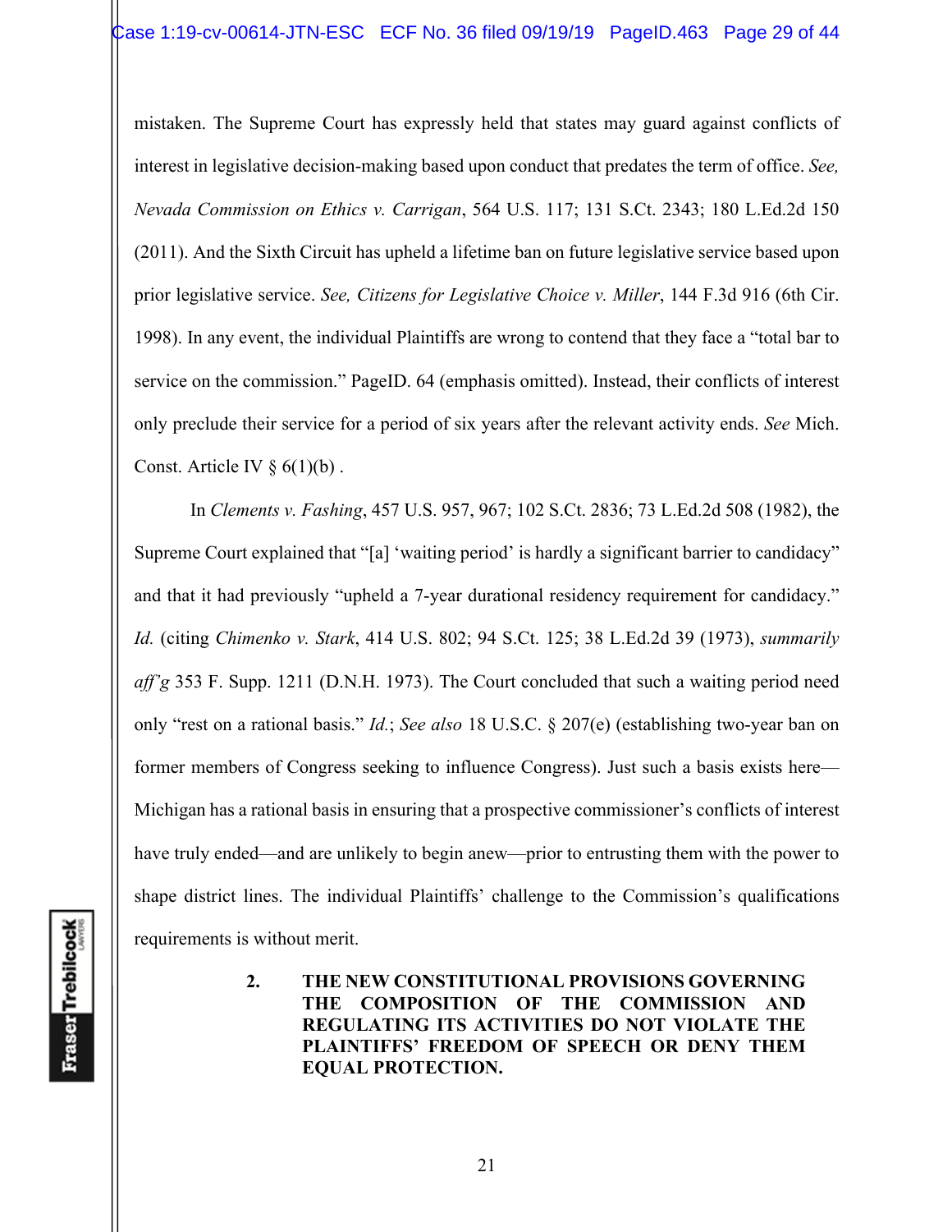mistaken. The Supreme Court has expressly held that states may guard against conflicts of interest in legislative decision-making based upon conduct that predates the term of office. *See, Nevada Commission on Ethics v. Carrigan*, 564 U.S. 117; 131 S.Ct. 2343; 180 L.Ed.2d 150 (2011). And the Sixth Circuit has upheld a lifetime ban on future legislative service based upon prior legislative service. *See, Citizens for Legislative Choice v. Miller*, 144 F.3d 916 (6th Cir. 1998). In any event, the individual Plaintiffs are wrong to contend that they face a "total bar to service on the commission." PageID. 64 (emphasis omitted). Instead, their conflicts of interest only preclude their service for a period of six years after the relevant activity ends. *See* Mich. Const. Article IV § 6(1)(b) .

In *Clements v. Fashing*, 457 U.S. 957, 967; 102 S.Ct. 2836; 73 L.Ed.2d 508 (1982), the Supreme Court explained that "[a] 'waiting period' is hardly a significant barrier to candidacy" and that it had previously "upheld a 7-year durational residency requirement for candidacy." *Id.* (citing *Chimenko v. Stark*, 414 U.S. 802; 94 S.Ct. 125; 38 L.Ed.2d 39 (1973), *summarily aff'g* 353 F. Supp. 1211 (D.N.H. 1973). The Court concluded that such a waiting period need only "rest on a rational basis." *Id.*; *See also* 18 U.S.C. § 207(e) (establishing two-year ban on former members of Congress seeking to influence Congress). Just such a basis exists here—Michigan has a rational basis in ensuring that a prospective commissioner's conflicts of interest have truly ended—and are unlikely to begin anew—prior to entrusting them with the power to shape district lines. The individual Plaintiffs' challenge to the Commission's qualifications requirements is without merit.

**2. THE NEW CONSTITUTIONAL PROVISIONS GOVERNING THE COMPOSITION OF THE COMMISSION AND REGULATING ITS ACTIVITIES DO NOT VIOLATE THE PLAINTIFFS' FREEDOM OF SPEECH OR DENY THEM EQUAL PROTECTION.**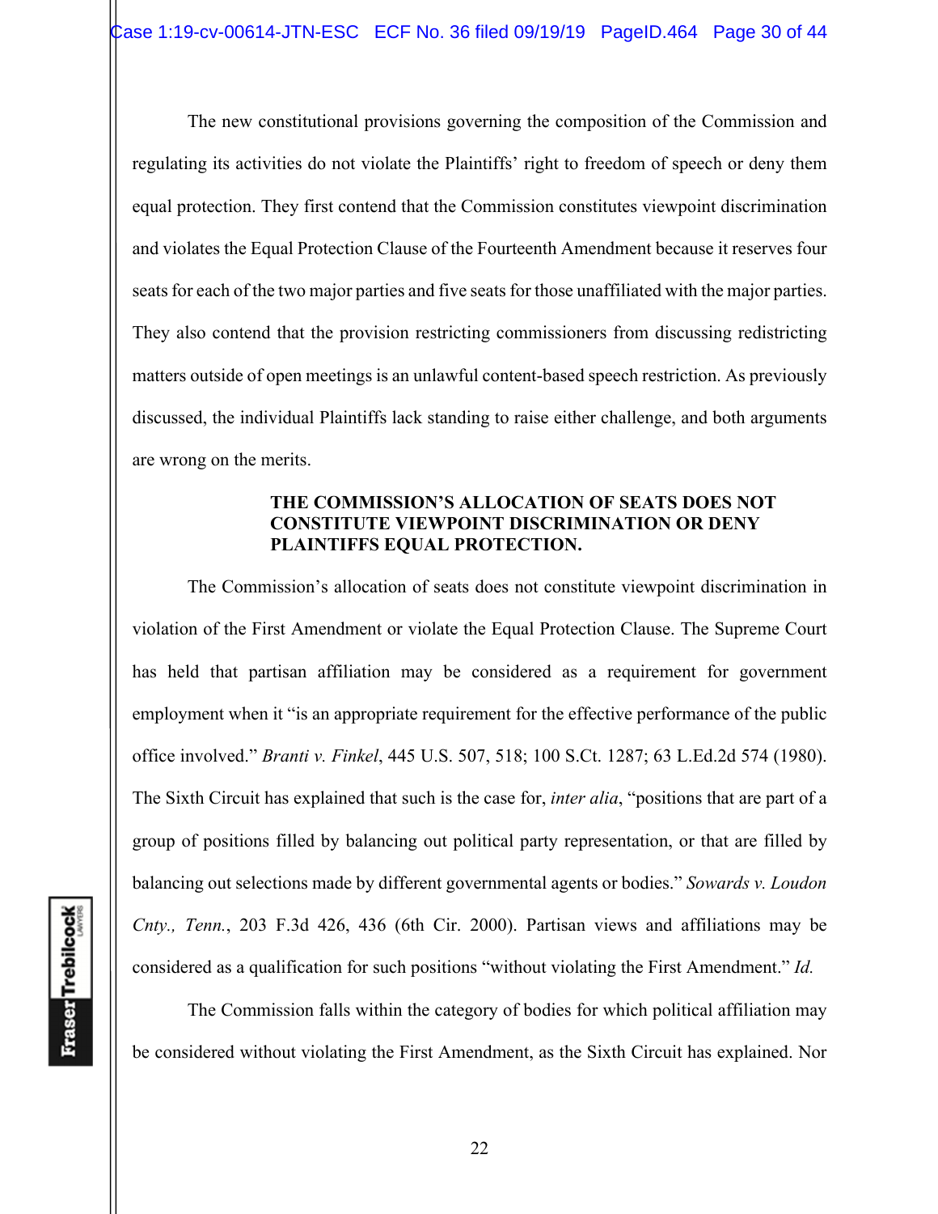The new constitutional provisions governing the composition of the Commission and regulating its activities do not violate the Plaintiffs' right to freedom of speech or deny them equal protection. They first contend that the Commission constitutes viewpoint discrimination and violates the Equal Protection Clause of the Fourteenth Amendment because it reserves four seats for each of the two major parties and five seats for those unaffiliated with the major parties. They also contend that the provision restricting commissioners from discussing redistricting matters outside of open meetings is an unlawful content-based speech restriction. As previously discussed, the individual Plaintiffs lack standing to raise either challenge, and both arguments are wrong on the merits.

**THE COMMISSION'S ALLOCATION OF SEATS DOES NOT CONSTITUTE VIEWPOINT DISCRIMINATION OR DENY PLAINTIFFS EQUAL PROTECTION.**

The Commission's allocation of seats does not constitute viewpoint discrimination in violation of the First Amendment or violate the Equal Protection Clause. The Supreme Court has held that partisan affiliation may be considered as a requirement for government employment when it "is an appropriate requirement for the effective performance of the public office involved." *Branti v. Finkel*, 445 U.S. 507, 518; 100 S.Ct. 1287; 63 L.Ed.2d 574 (1980). The Sixth Circuit has explained that such is the case for, *inter alia*, "positions that are part of a group of positions filled by balancing out political party representation, or that are filled by balancing out selections made by different governmental agents or bodies." *Sowards v. Loudon Cnty., Tenn.*, 203 F.3d 426, 436 (6th Cir. 2000). Partisan views and affiliations may be considered as a qualification for such positions "without violating the First Amendment." *Id.*

The Commission falls within the category of bodies for which political affiliation may be considered without violating the First Amendment, as the Sixth Circuit has explained. Nor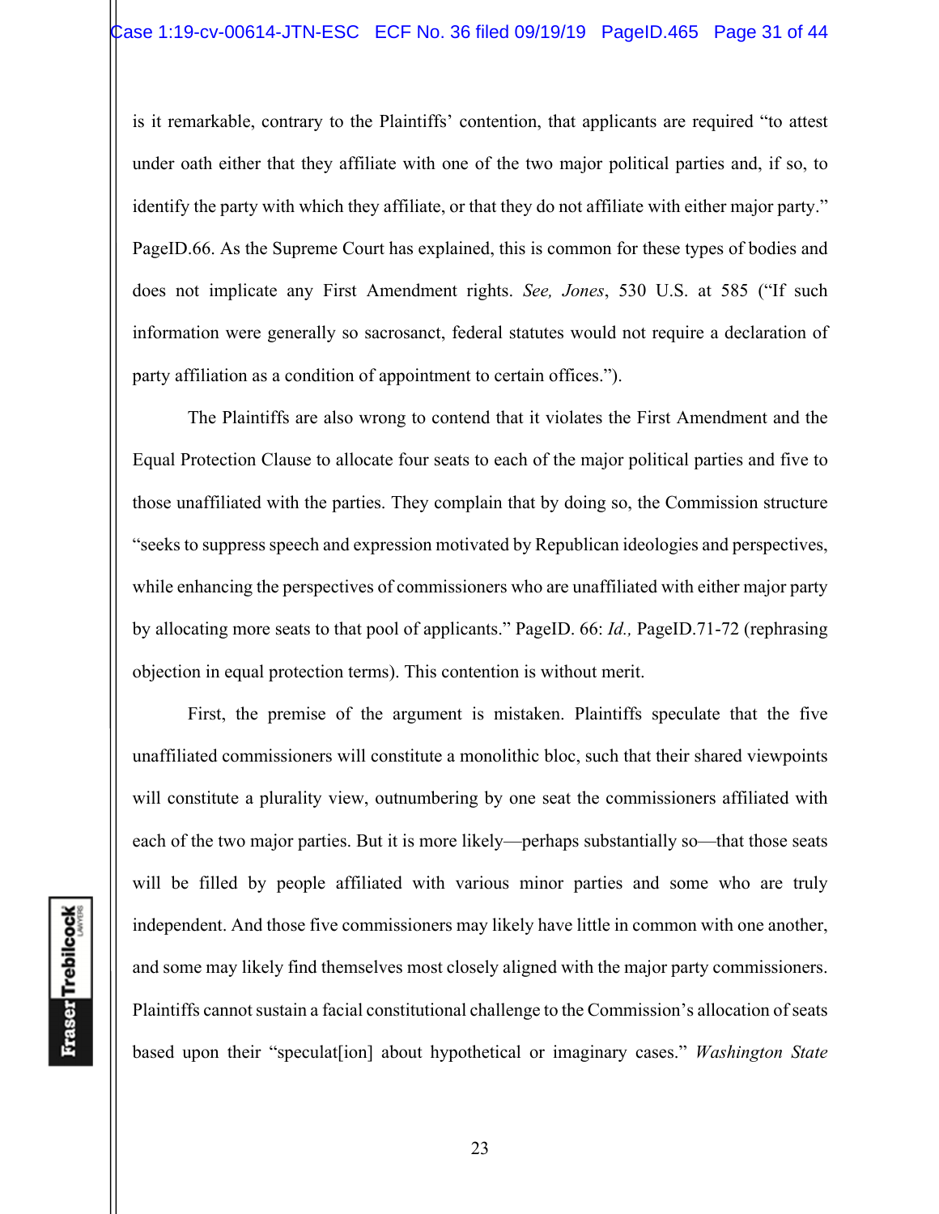is it remarkable, contrary to the Plaintiffs' contention, that applicants are required "to attest under oath either that they affiliate with one of the two major political parties and, if so, to identify the party with which they affiliate, or that they do not affiliate with either major party." PageID.66. As the Supreme Court has explained, this is common for these types of bodies and does not implicate any First Amendment rights. *See, Jones*, 530 U.S. at 585 ("If such information were generally so sacrosanct, federal statutes would not require a declaration of party affiliation as a condition of appointment to certain offices.").

The Plaintiffs are also wrong to contend that it violates the First Amendment and the Equal Protection Clause to allocate four seats to each of the major political parties and five to those unaffiliated with the parties. They complain that by doing so, the Commission structure "seeks to suppress speech and expression motivated by Republican ideologies and perspectives, while enhancing the perspectives of commissioners who are unaffiliated with either major party by allocating more seats to that pool of applicants." PageID. 66: *Id.,* PageID.71-72 (rephrasing objection in equal protection terms). This contention is without merit.

First, the premise of the argument is mistaken. Plaintiffs speculate that the five unaffiliated commissioners will constitute a monolithic bloc, such that their shared viewpoints will constitute a plurality view, outnumbering by one seat the commissioners affiliated with each of the two major parties. But it is more likely—perhaps substantially so—that those seats will be filled by people affiliated with various minor parties and some who are truly independent. And those five commissioners may likely have little in common with one another, and some may likely find themselves most closely aligned with the major party commissioners. Plaintiffs cannot sustain a facial constitutional challenge to the Commission's allocation of seats based upon their "speculat[ion] about hypothetical or imaginary cases." *Washington State*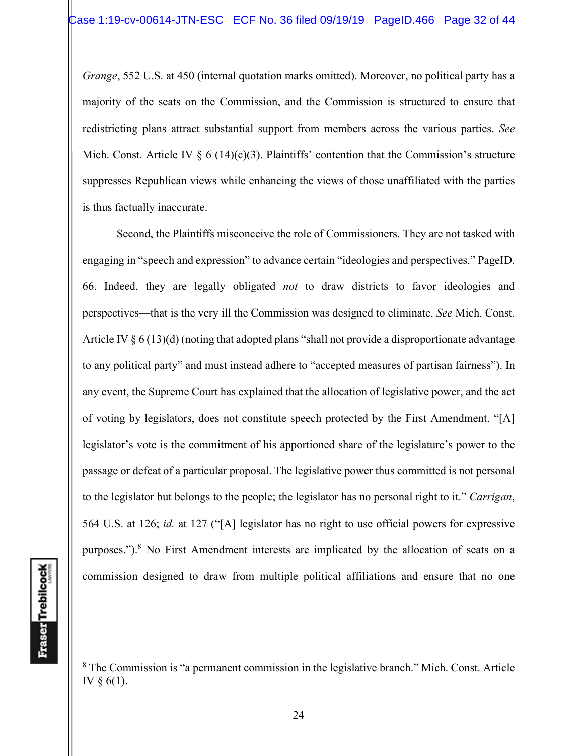*Grange*, 552 U.S. at 450 (internal quotation marks omitted). Moreover, no political party has a majority of the seats on the Commission, and the Commission is structured to ensure that redistricting plans attract substantial support from members across the various parties. *See* Mich. Const. Article IV § 6 (14)(c)(3). Plaintiffs' contention that the Commission's structure suppresses Republican views while enhancing the views of those unaffiliated with the parties is thus factually inaccurate.

Second, the Plaintiffs misconceive the role of Commissioners. They are not tasked with engaging in "speech and expression" to advance certain "ideologies and perspectives." PageID. 66. Indeed, they are legally obligated *not* to draw districts to favor ideologies and perspectives—that is the very ill the Commission was designed to eliminate. *See* Mich. Const. Article IV § 6 (13)(d) (noting that adopted plans "shall not provide a disproportionate advantage to any political party" and must instead adhere to "accepted measures of partisan fairness"). In any event, the Supreme Court has explained that the allocation of legislative power, and the act of voting by legislators, does not constitute speech protected by the First Amendment. "[A] legislator's vote is the commitment of his apportioned share of the legislature's power to the passage or defeat of a particular proposal. The legislative power thus committed is not personal to the legislator but belongs to the people; the legislator has no personal right to it." *Carrigan*, 564 U.S. at 126; *id.* at 127 ("[A] legislator has no right to use official powers for expressive purposes.").[8] No First Amendment interests are implicated by the allocation of seats on a commission designed to draw from multiple political affiliations and ensure that no one

[8] The Commission is "a permanent commission in the legislative branch." Mich. Const. Article IV § 6(1).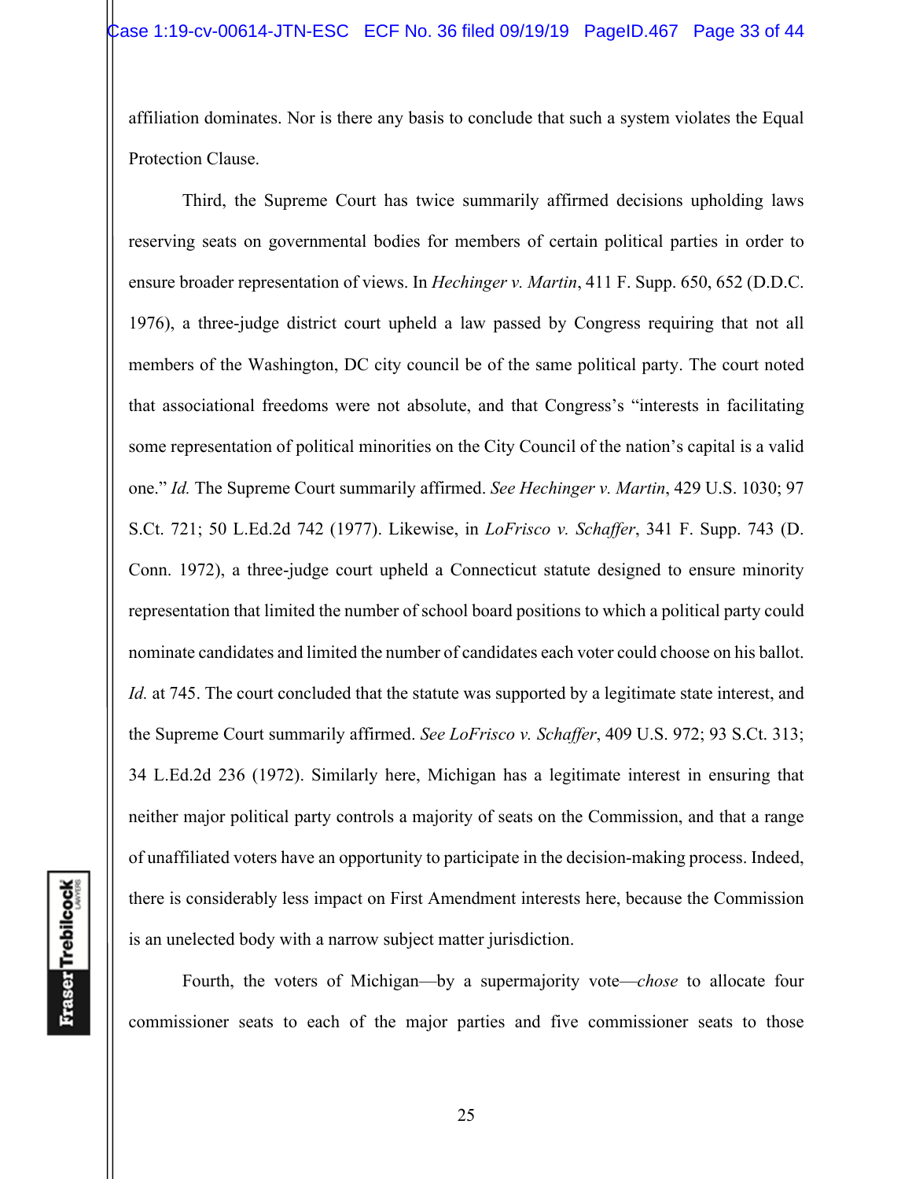affiliation dominates. Nor is there any basis to conclude that such a system violates the Equal Protection Clause.

Third, the Supreme Court has twice summarily affirmed decisions upholding laws reserving seats on governmental bodies for members of certain political parties in order to ensure broader representation of views. In *Hechinger v. Martin*, 411 F. Supp. 650, 652 (D.D.C. 1976), a three-judge district court upheld a law passed by Congress requiring that not all members of the Washington, DC city council be of the same political party. The court noted that associational freedoms were not absolute, and that Congress's "interests in facilitating some representation of political minorities on the City Council of the nation's capital is a valid one." *Id.* The Supreme Court summarily affirmed. *See Hechinger v. Martin*, 429 U.S. 1030; 97 S.Ct. 721; 50 L.Ed.2d 742 (1977). Likewise, in *LoFrisco v. Schaffer*, 341 F. Supp. 743 (D. Conn. 1972), a three-judge court upheld a Connecticut statute designed to ensure minority representation that limited the number of school board positions to which a political party could nominate candidates and limited the number of candidates each voter could choose on his ballot. *Id.* at 745. The court concluded that the statute was supported by a legitimate state interest, and the Supreme Court summarily affirmed. *See LoFrisco v. Schaffer*, 409 U.S. 972; 93 S.Ct. 313; 34 L.Ed.2d 236 (1972). Similarly here, Michigan has a legitimate interest in ensuring that neither major political party controls a majority of seats on the Commission, and that a range of unaffiliated voters have an opportunity to participate in the decision-making process. Indeed, there is considerably less impact on First Amendment interests here, because the Commission is an unelected body with a narrow subject matter jurisdiction.

Fourth, the voters of Michigan—by a supermajority vote—*chose* to allocate four commissioner seats to each of the major parties and five commissioner seats to those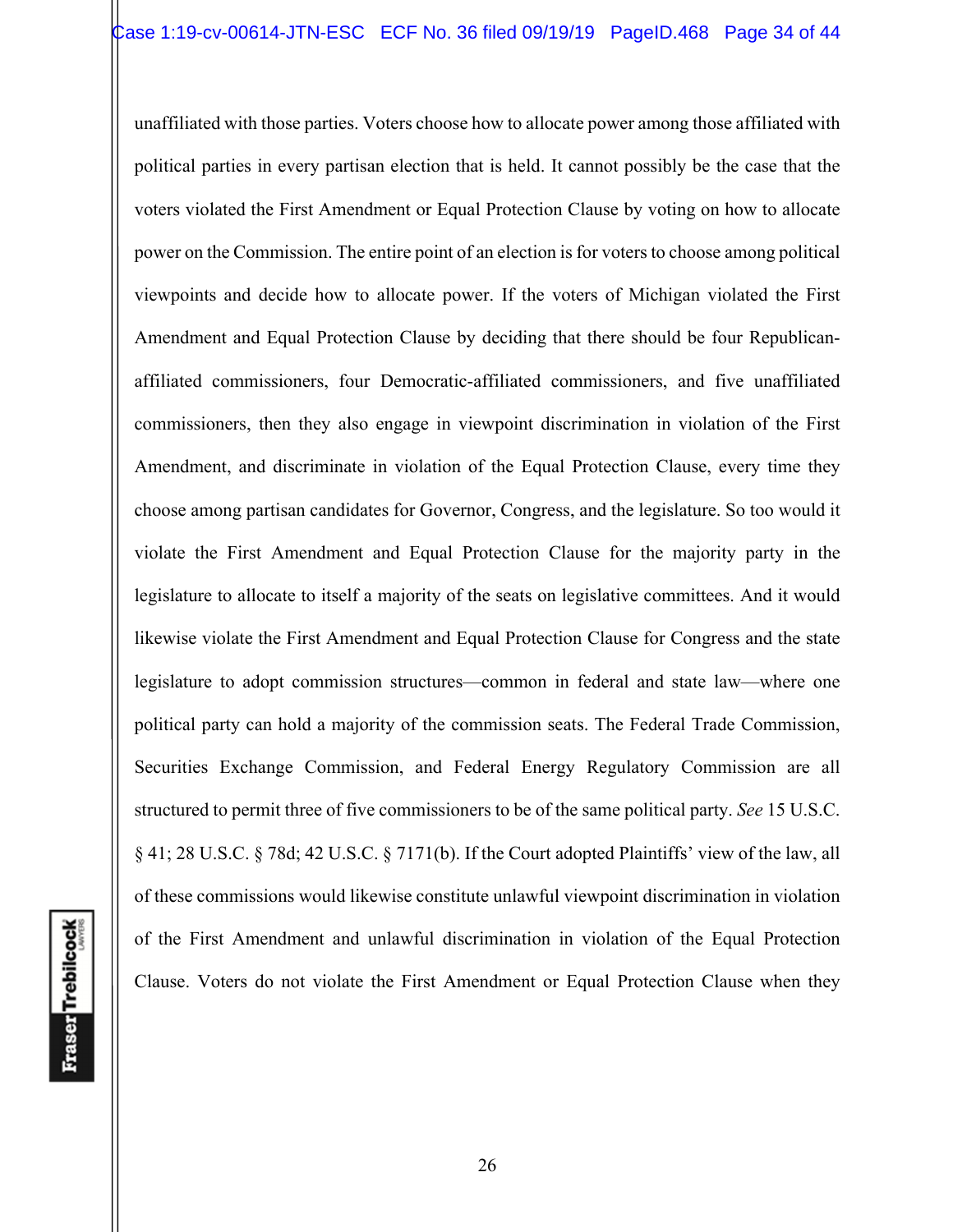unaffiliated with those parties. Voters choose how to allocate power among those affiliated with political parties in every partisan election that is held. It cannot possibly be the case that the voters violated the First Amendment or Equal Protection Clause by voting on how to allocate power on the Commission. The entire point of an election is for voters to choose among political viewpoints and decide how to allocate power. If the voters of Michigan violated the First Amendment and Equal Protection Clause by deciding that there should be four Republican-affiliated commissioners, four Democratic-affiliated commissioners, and five unaffiliated commissioners, then they also engage in viewpoint discrimination in violation of the First Amendment, and discriminate in violation of the Equal Protection Clause, every time they choose among partisan candidates for Governor, Congress, and the legislature. So too would it violate the First Amendment and Equal Protection Clause for the majority party in the legislature to allocate to itself a majority of the seats on legislative committees. And it would likewise violate the First Amendment and Equal Protection Clause for Congress and the state legislature to adopt commission structures—common in federal and state law—where one political party can hold a majority of the commission seats. The Federal Trade Commission, Securities Exchange Commission, and Federal Energy Regulatory Commission are all structured to permit three of five commissioners to be of the same political party. *See* 15 U.S.C. § 41; 28 U.S.C. § 78d; 42 U.S.C. § 7171(b). If the Court adopted Plaintiffs' view of the law, all of these commissions would likewise constitute unlawful viewpoint discrimination in violation of the First Amendment and unlawful discrimination in violation of the Equal Protection Clause. Voters do not violate the First Amendment or Equal Protection Clause when they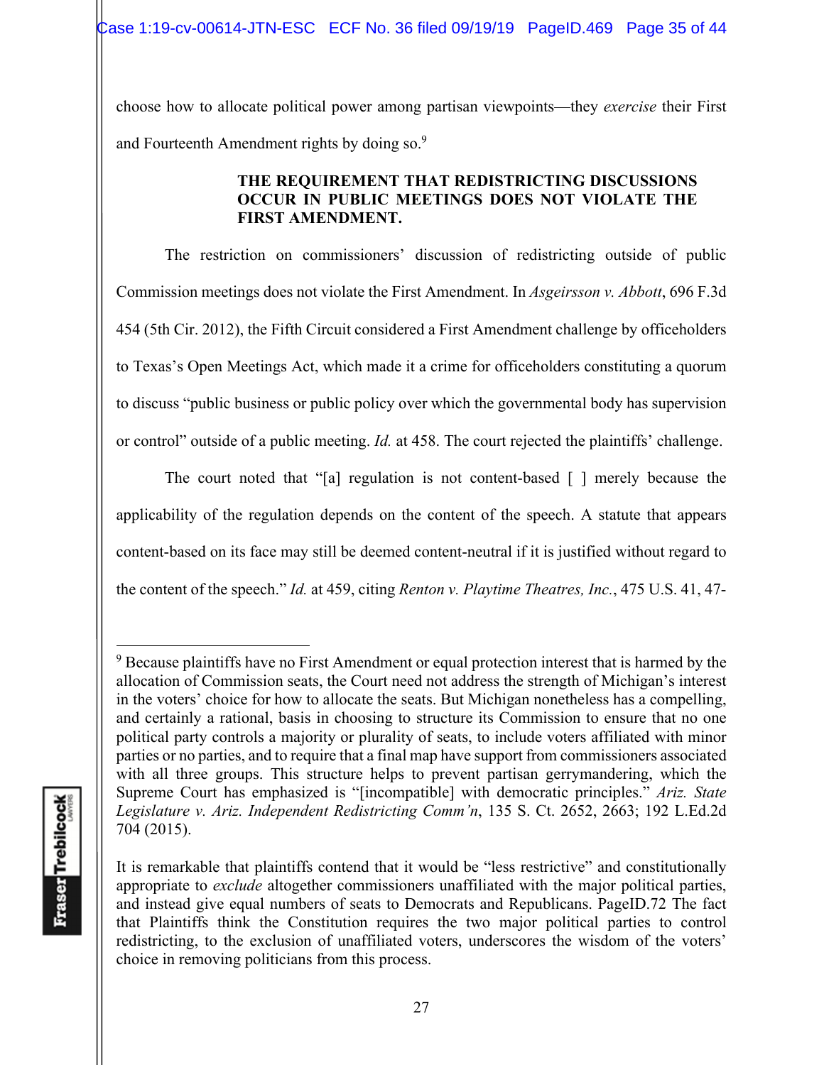choose how to allocate political power among partisan viewpoints—they *exercise* their First and Fourteenth Amendment rights by doing so.[9]

**THE REQUIREMENT THAT REDISTRICTING DISCUSSIONS OCCUR IN PUBLIC MEETINGS DOES NOT VIOLATE THE FIRST AMENDMENT.**

The restriction on commissioners' discussion of redistricting outside of public Commission meetings does not violate the First Amendment. In *Asgeirsson v. Abbott*, 696 F.3d 454 (5th Cir. 2012), the Fifth Circuit considered a First Amendment challenge by officeholders to Texas's Open Meetings Act, which made it a crime for officeholders constituting a quorum to discuss "public business or public policy over which the governmental body has supervision or control" outside of a public meeting. *Id.* at 458. The court rejected the plaintiffs' challenge.

The court noted that "[a] regulation is not content-based [ ] merely because the applicability of the regulation depends on the content of the speech. A statute that appears content-based on its face may still be deemed content-neutral if it is justified without regard to the content of the speech." *Id.* at 459, citing *Renton v. Playtime Theatres, Inc.*, 475 U.S. 41, 47-

---

[9] Because plaintiffs have no First Amendment or equal protection interest that is harmed by the allocation of Commission seats, the Court need not address the strength of Michigan's interest in the voters' choice for how to allocate the seats. But Michigan nonetheless has a compelling, and certainly a rational, basis in choosing to structure its Commission to ensure that no one political party controls a majority or plurality of seats, to include voters affiliated with minor parties or no parties, and to require that a final map have support from commissioners associated with all three groups. This structure helps to prevent partisan gerrymandering, which the Supreme Court has emphasized is "[incompatible] with democratic principles." *Ariz. State Legislature v. Ariz. Independent Redistricting Comm'n*, 135 S. Ct. 2652, 2663; 192 L.Ed.2d 704 (2015).

It is remarkable that plaintiffs contend that it would be "less restrictive" and constitutionally appropriate to *exclude* altogether commissioners unaffiliated with the major political parties, and instead give equal numbers of seats to Democrats and Republicans. PageID.72 The fact that Plaintiffs think the Constitution requires the two major political parties to control redistricting, to the exclusion of unaffiliated voters, underscores the wisdom of the voters' choice in removing politicians from this process.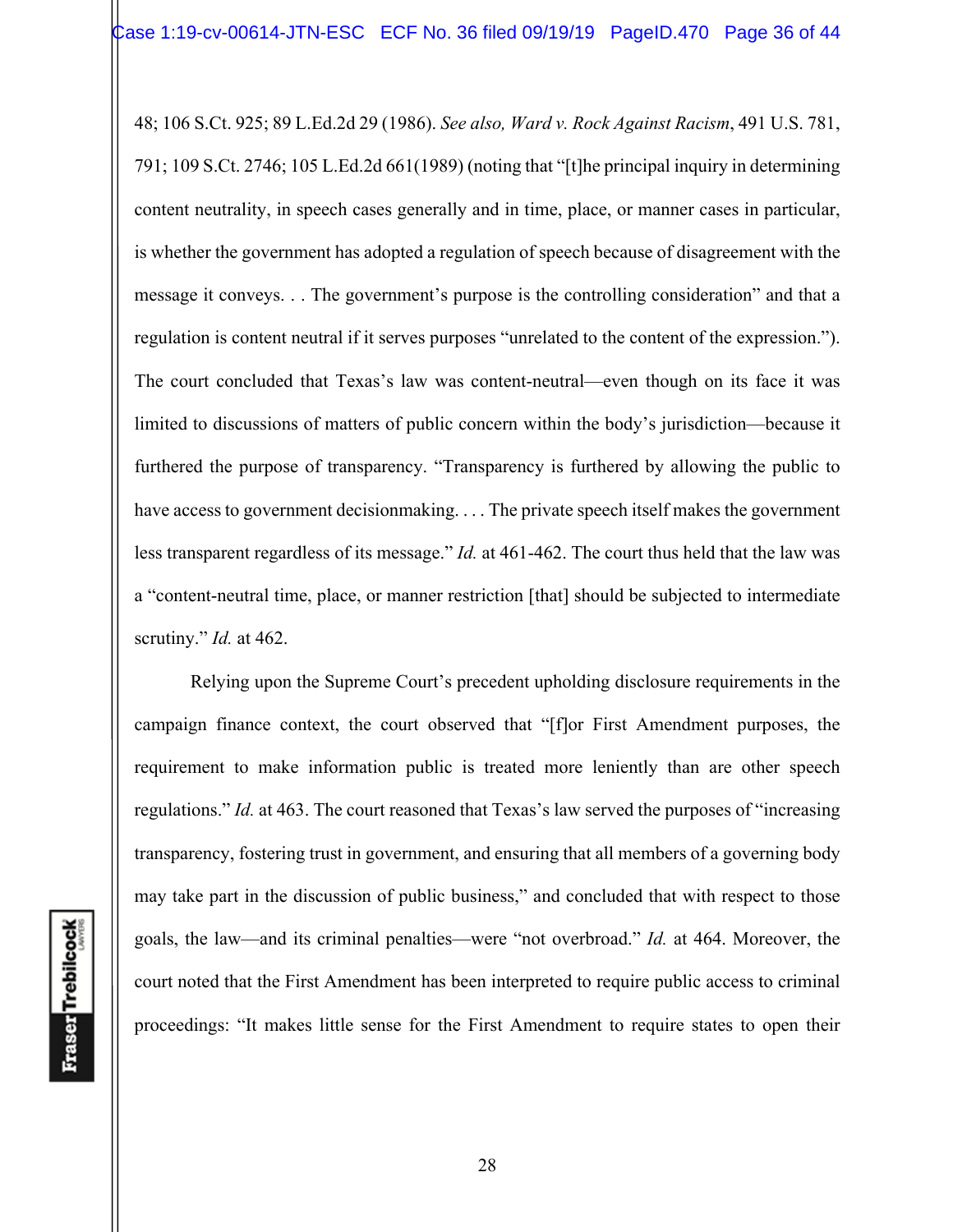48; 106 S.Ct. 925; 89 L.Ed.2d 29 (1986). *See also, Ward v. Rock Against Racism*, 491 U.S. 781, 791; 109 S.Ct. 2746; 105 L.Ed.2d 661(1989) (noting that "[t]he principal inquiry in determining content neutrality, in speech cases generally and in time, place, or manner cases in particular, is whether the government has adopted a regulation of speech because of disagreement with the message it conveys. . . The government's purpose is the controlling consideration" and that a regulation is content neutral if it serves purposes "unrelated to the content of the expression."). The court concluded that Texas's law was content-neutral—even though on its face it was limited to discussions of matters of public concern within the body's jurisdiction—because it furthered the purpose of transparency. "Transparency is furthered by allowing the public to have access to government decisionmaking. . . . The private speech itself makes the government less transparent regardless of its message." *Id.* at 461-462. The court thus held that the law was a "content-neutral time, place, or manner restriction [that] should be subjected to intermediate scrutiny." *Id.* at 462.

Relying upon the Supreme Court's precedent upholding disclosure requirements in the campaign finance context, the court observed that "[f]or First Amendment purposes, the requirement to make information public is treated more leniently than are other speech regulations." *Id.* at 463. The court reasoned that Texas's law served the purposes of "increasing transparency, fostering trust in government, and ensuring that all members of a governing body may take part in the discussion of public business," and concluded that with respect to those goals, the law—and its criminal penalties—were "not overbroad." *Id.* at 464. Moreover, the court noted that the First Amendment has been interpreted to require public access to criminal proceedings: "It makes little sense for the First Amendment to require states to open their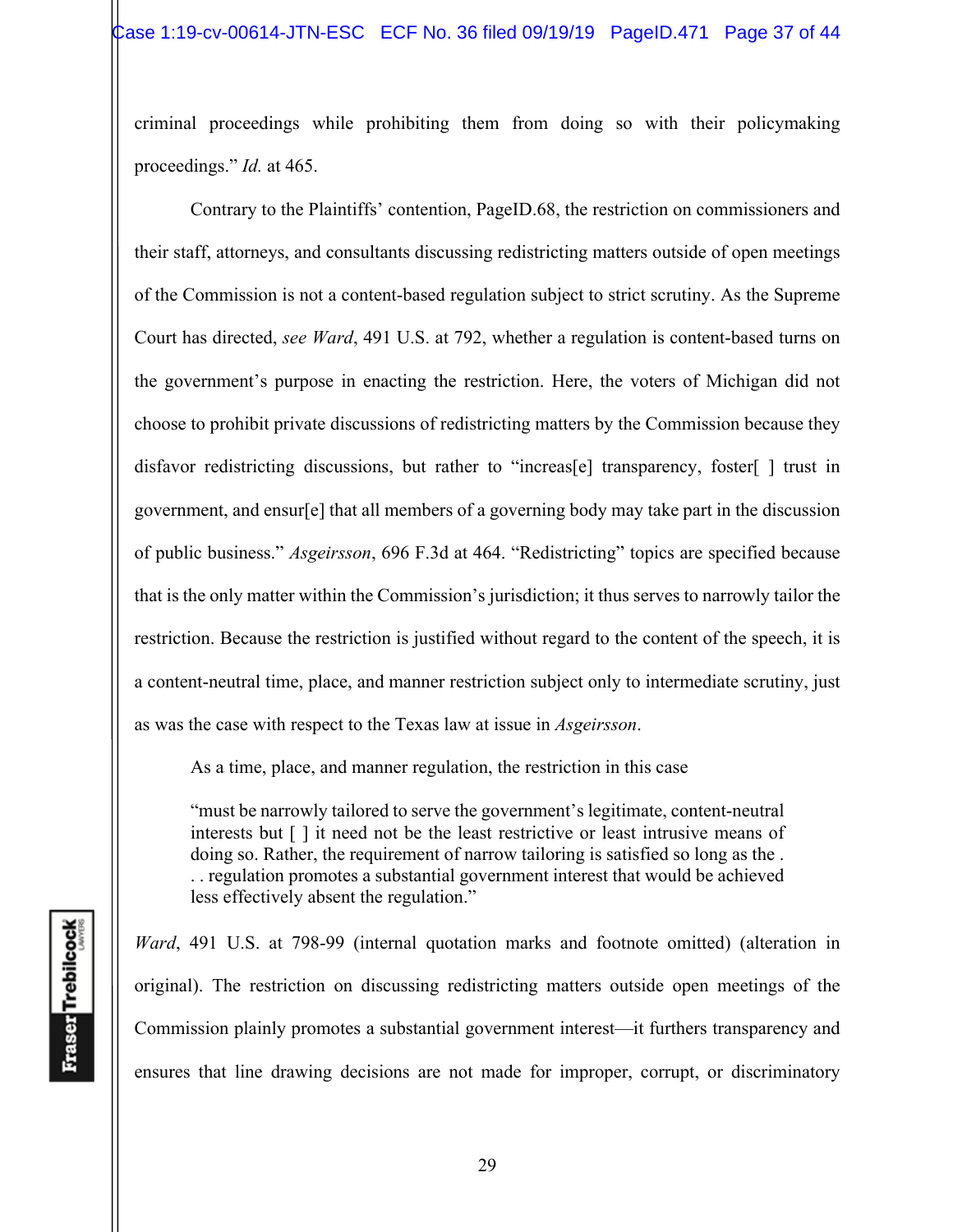criminal proceedings while prohibiting them from doing so with their policymaking proceedings." *Id.* at 465.

Contrary to the Plaintiffs' contention, PageID.68, the restriction on commissioners and their staff, attorneys, and consultants discussing redistricting matters outside of open meetings of the Commission is not a content-based regulation subject to strict scrutiny. As the Supreme Court has directed, *see Ward*, 491 U.S. at 792, whether a regulation is content-based turns on the government's purpose in enacting the restriction. Here, the voters of Michigan did not choose to prohibit private discussions of redistricting matters by the Commission because they disfavor redistricting discussions, but rather to "increas[e] transparency, foster[ ] trust in government, and ensur[e] that all members of a governing body may take part in the discussion of public business." *Asgeirsson*, 696 F.3d at 464. "Redistricting" topics are specified because that is the only matter within the Commission's jurisdiction; it thus serves to narrowly tailor the restriction. Because the restriction is justified without regard to the content of the speech, it is a content-neutral time, place, and manner restriction subject only to intermediate scrutiny, just as was the case with respect to the Texas law at issue in *Asgeirsson*.

As a time, place, and manner regulation, the restriction in this case

> "must be narrowly tailored to serve the government's legitimate, content-neutral interests but [ ] it need not be the least restrictive or least intrusive means of doing so. Rather, the requirement of narrow tailoring is satisfied so long as the . . . regulation promotes a substantial government interest that would be achieved less effectively absent the regulation."

*Ward*, 491 U.S. at 798-99 (internal quotation marks and footnote omitted) (alteration in original). The restriction on discussing redistricting matters outside open meetings of the Commission plainly promotes a substantial government interest—it furthers transparency and ensures that line drawing decisions are not made for improper, corrupt, or discriminatory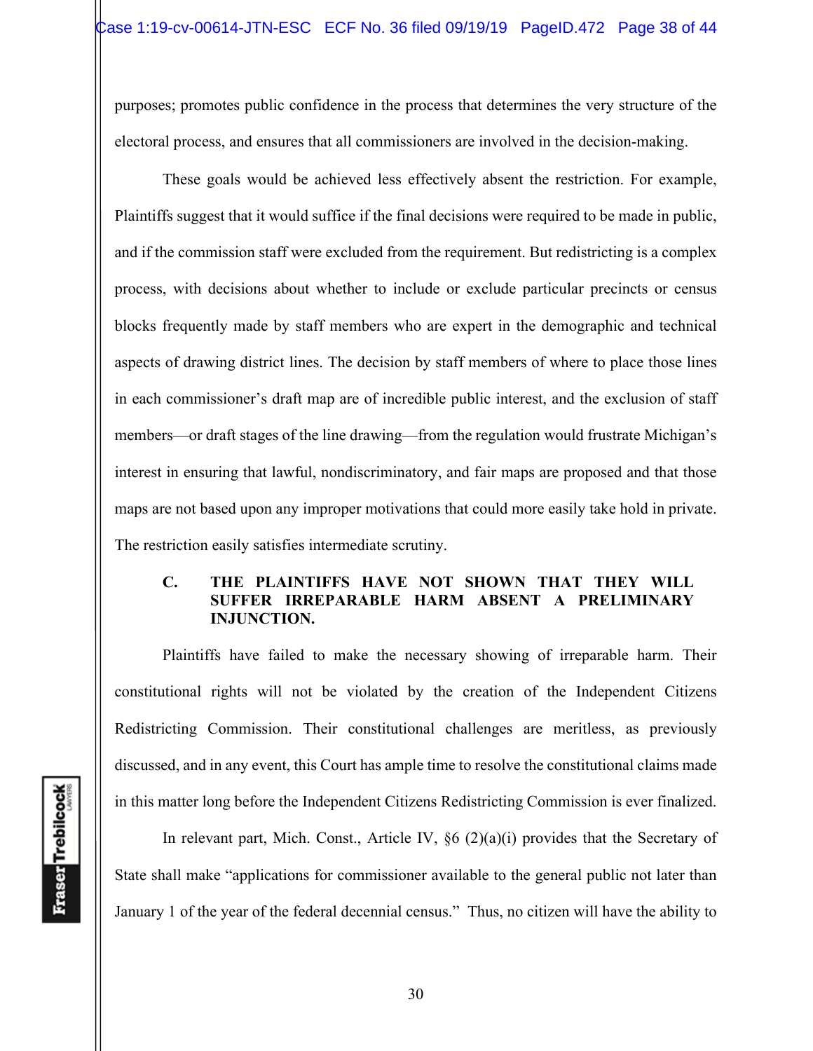purposes; promotes public confidence in the process that determines the very structure of the electoral process, and ensures that all commissioners are involved in the decision-making.

These goals would be achieved less effectively absent the restriction. For example, Plaintiffs suggest that it would suffice if the final decisions were required to be made in public, and if the commission staff were excluded from the requirement. But redistricting is a complex process, with decisions about whether to include or exclude particular precincts or census blocks frequently made by staff members who are expert in the demographic and technical aspects of drawing district lines. The decision by staff members of where to place those lines in each commissioner's draft map are of incredible public interest, and the exclusion of staff members—or draft stages of the line drawing—from the regulation would frustrate Michigan's interest in ensuring that lawful, nondiscriminatory, and fair maps are proposed and that those maps are not based upon any improper motivations that could more easily take hold in private. The restriction easily satisfies intermediate scrutiny.

### C. THE PLAINTIFFS HAVE NOT SHOWN THAT THEY WILL SUFFER IRREPARABLE HARM ABSENT A PRELIMINARY INJUNCTION.

Plaintiffs have failed to make the necessary showing of irreparable harm. Their constitutional rights will not be violated by the creation of the Independent Citizens Redistricting Commission. Their constitutional challenges are meritless, as previously discussed, and in any event, this Court has ample time to resolve the constitutional claims made in this matter long before the Independent Citizens Redistricting Commission is ever finalized.

In relevant part, Mich. Const., Article IV, §6 (2)(a)(i) provides that the Secretary of State shall make "applications for commissioner available to the general public not later than January 1 of the year of the federal decennial census." Thus, no citizen will have the ability to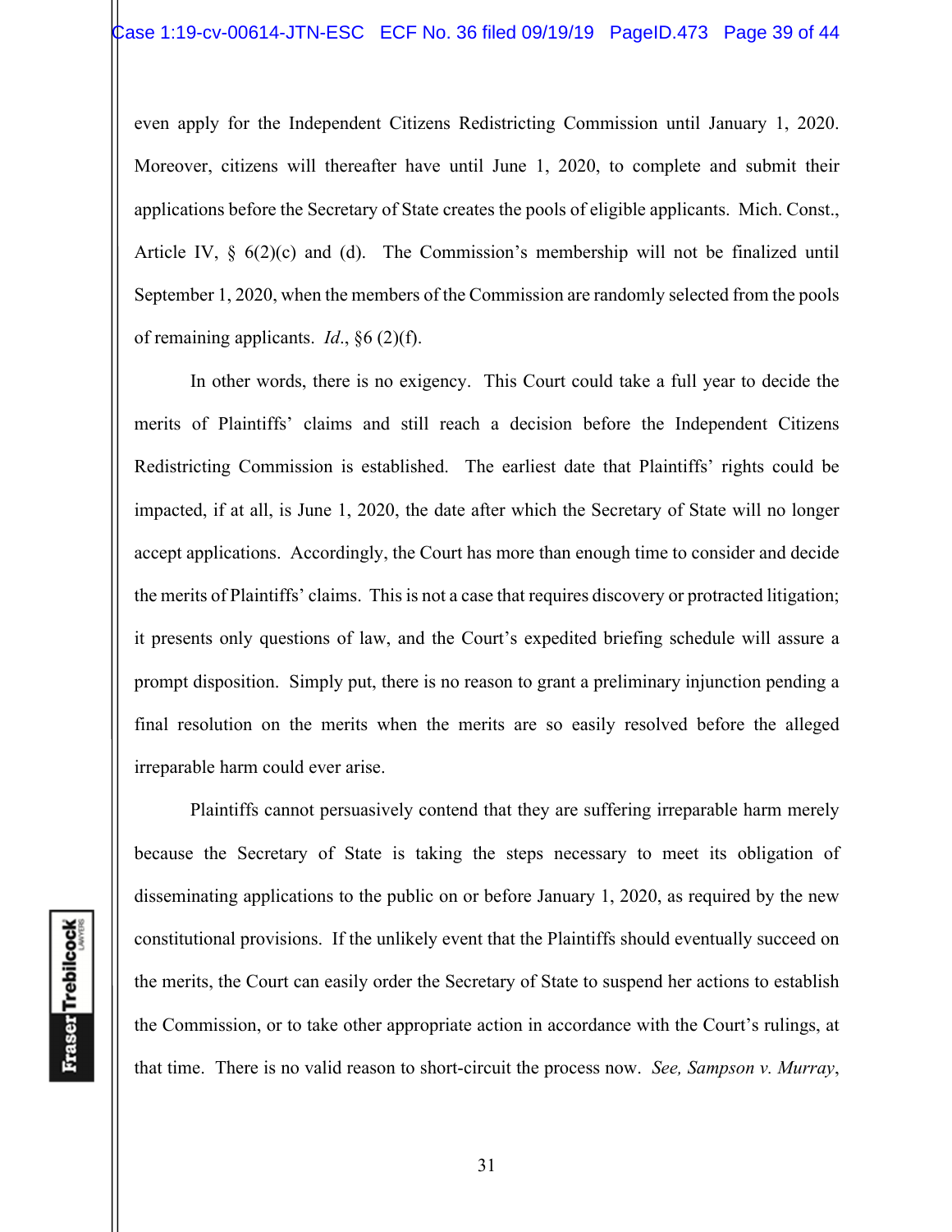even apply for the Independent Citizens Redistricting Commission until January 1, 2020. Moreover, citizens will thereafter have until June 1, 2020, to complete and submit their applications before the Secretary of State creates the pools of eligible applicants. Mich. Const., Article IV, § 6(2)(c) and (d). The Commission's membership will not be finalized until September 1, 2020, when the members of the Commission are randomly selected from the pools of remaining applicants. *Id*., §6 (2)(f).

In other words, there is no exigency. This Court could take a full year to decide the merits of Plaintiffs' claims and still reach a decision before the Independent Citizens Redistricting Commission is established. The earliest date that Plaintiffs' rights could be impacted, if at all, is June 1, 2020, the date after which the Secretary of State will no longer accept applications. Accordingly, the Court has more than enough time to consider and decide the merits of Plaintiffs' claims. This is not a case that requires discovery or protracted litigation; it presents only questions of law, and the Court's expedited briefing schedule will assure a prompt disposition. Simply put, there is no reason to grant a preliminary injunction pending a final resolution on the merits when the merits are so easily resolved before the alleged irreparable harm could ever arise.

Plaintiffs cannot persuasively contend that they are suffering irreparable harm merely because the Secretary of State is taking the steps necessary to meet its obligation of disseminating applications to the public on or before January 1, 2020, as required by the new constitutional provisions. If the unlikely event that the Plaintiffs should eventually succeed on the merits, the Court can easily order the Secretary of State to suspend her actions to establish the Commission, or to take other appropriate action in accordance with the Court's rulings, at that time. There is no valid reason to short-circuit the process now. *See, Sampson v. Murray*,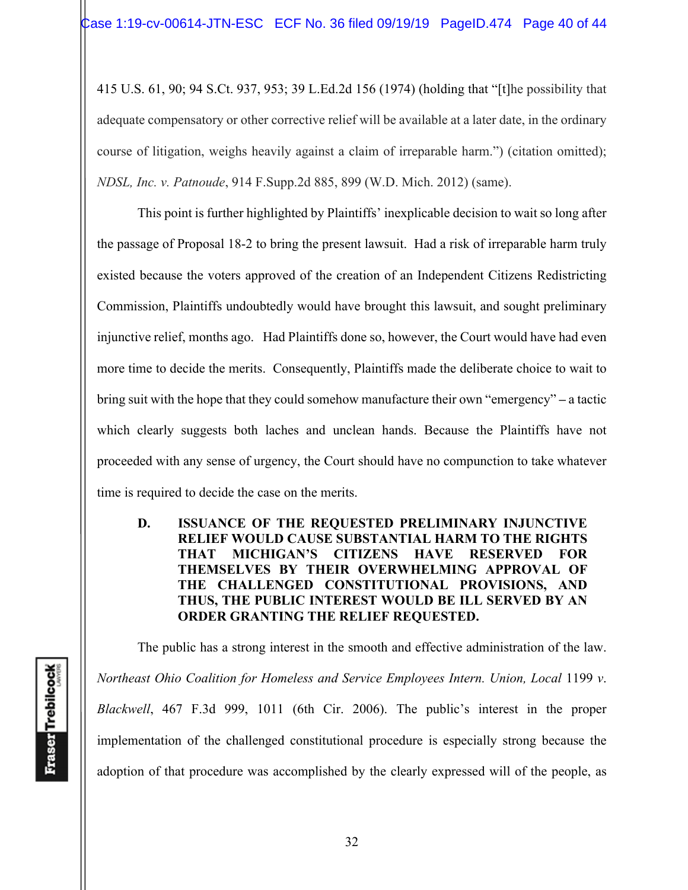415 U.S. 61, 90; 94 S.Ct. 937, 953; 39 L.Ed.2d 156 (1974) (holding that "[t]he possibility that adequate compensatory or other corrective relief will be available at a later date, in the ordinary course of litigation, weighs heavily against a claim of irreparable harm.") (citation omitted); *NDSL, Inc. v. Patnoude*, 914 F.Supp.2d 885, 899 (W.D. Mich. 2012) (same).

This point is further highlighted by Plaintiffs' inexplicable decision to wait so long after the passage of Proposal 18-2 to bring the present lawsuit. Had a risk of irreparable harm truly existed because the voters approved of the creation of an Independent Citizens Redistricting Commission, Plaintiffs undoubtedly would have brought this lawsuit, and sought preliminary injunctive relief, months ago. Had Plaintiffs done so, however, the Court would have had even more time to decide the merits. Consequently, Plaintiffs made the deliberate choice to wait to bring suit with the hope that they could somehow manufacture their own "emergency" – a tactic which clearly suggests both laches and unclean hands. Because the Plaintiffs have not proceeded with any sense of urgency, the Court should have no compunction to take whatever time is required to decide the case on the merits.

**D. ISSUANCE OF THE REQUESTED PRELIMINARY INJUNCTIVE RELIEF WOULD CAUSE SUBSTANTIAL HARM TO THE RIGHTS THAT MICHIGAN'S CITIZENS HAVE RESERVED FOR THEMSELVES BY THEIR OVERWHELMING APPROVAL OF THE CHALLENGED CONSTITUTIONAL PROVISIONS, AND THUS, THE PUBLIC INTEREST WOULD BE ILL SERVED BY AN ORDER GRANTING THE RELIEF REQUESTED.**

The public has a strong interest in the smooth and effective administration of the law. *Northeast Ohio Coalition for Homeless and Service Employees Intern. Union, Local* 1199 *v. Blackwell*, 467 F.3d 999, 1011 (6th Cir. 2006). The public's interest in the proper implementation of the challenged constitutional procedure is especially strong because the adoption of that procedure was accomplished by the clearly expressed will of the people, as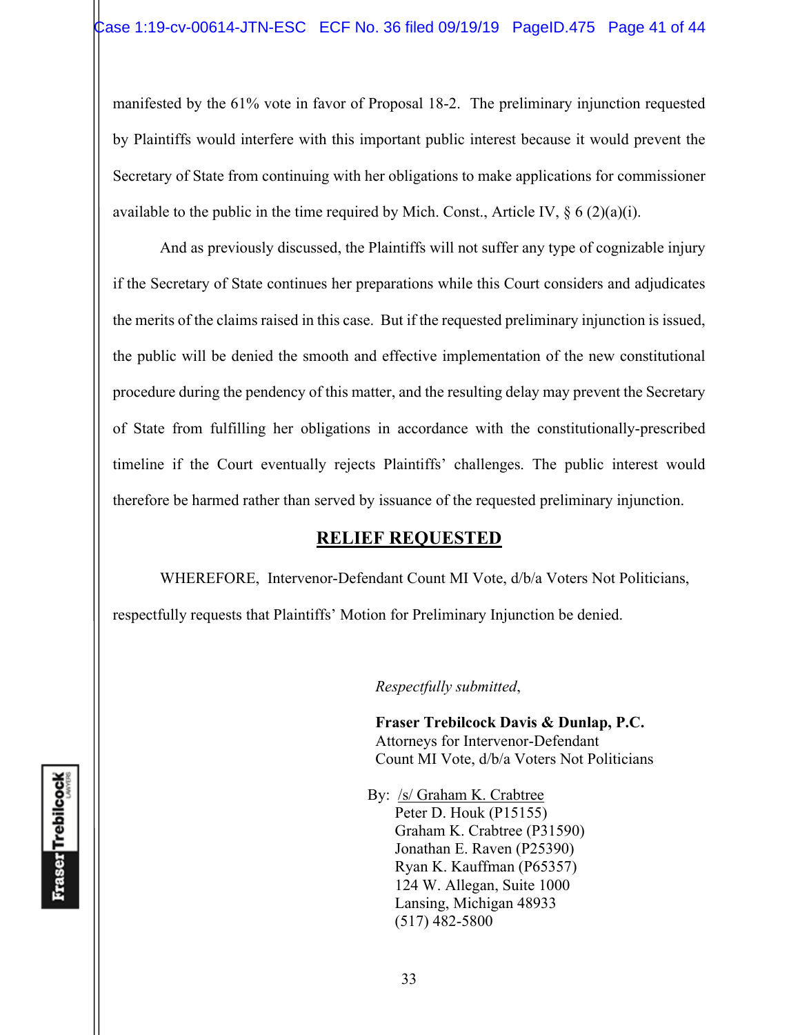manifested by the 61% vote in favor of Proposal 18-2. The preliminary injunction requested by Plaintiffs would interfere with this important public interest because it would prevent the Secretary of State from continuing with her obligations to make applications for commissioner available to the public in the time required by Mich. Const., Article IV, § 6 (2)(a)(i).

And as previously discussed, the Plaintiffs will not suffer any type of cognizable injury if the Secretary of State continues her preparations while this Court considers and adjudicates the merits of the claims raised in this case. But if the requested preliminary injunction is issued, the public will be denied the smooth and effective implementation of the new constitutional procedure during the pendency of this matter, and the resulting delay may prevent the Secretary of State from fulfilling her obligations in accordance with the constitutionally-prescribed timeline if the Court eventually rejects Plaintiffs' challenges. The public interest would therefore be harmed rather than served by issuance of the requested preliminary injunction.

## RELIEF REQUESTED

WHEREFORE, Intervenor-Defendant Count MI Vote, d/b/a Voters Not Politicians, respectfully requests that Plaintiffs' Motion for Preliminary Injunction be denied.

*Respectfully submitted*,

**Fraser Trebilcock Davis & Dunlap, P.C.**
Attorneys for Intervenor-Defendant
Count MI Vote, d/b/a Voters Not Politicians

By: /s/ Graham K. Crabtree
Peter D. Houk (P15155)
Graham K. Crabtree (P31590)
Jonathan E. Raven (P25390)
Ryan K. Kauffman (P65357)
124 W. Allegan, Suite 1000
Lansing, Michigan 48933
(517) 482-5800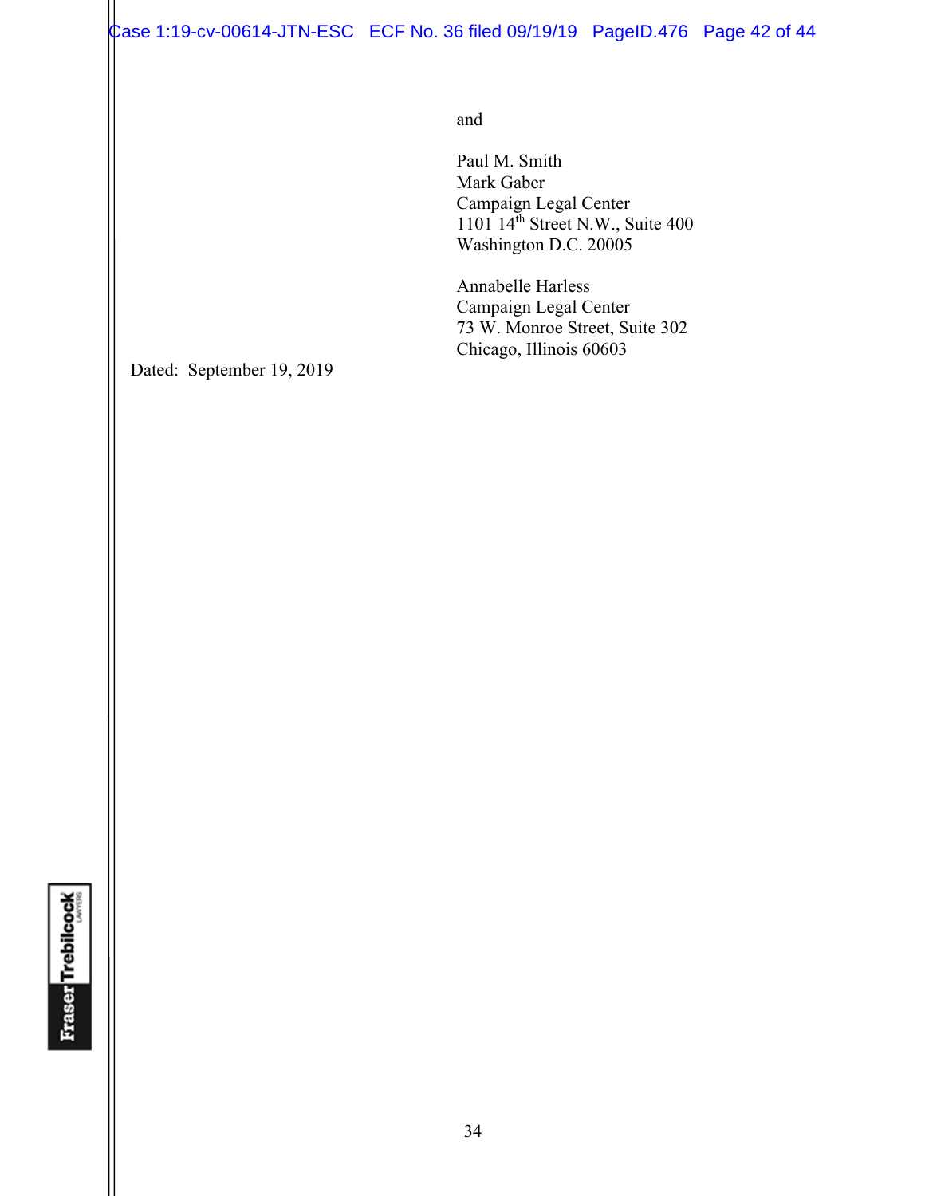and

Paul M. Smith
Mark Gaber
Campaign Legal Center
1101 14th Street N.W., Suite 400
Washington D.C. 20005

Annabelle Harless
Campaign Legal Center
73 W. Monroe Street, Suite 302
Chicago, Illinois 60603

Dated: September 19, 2019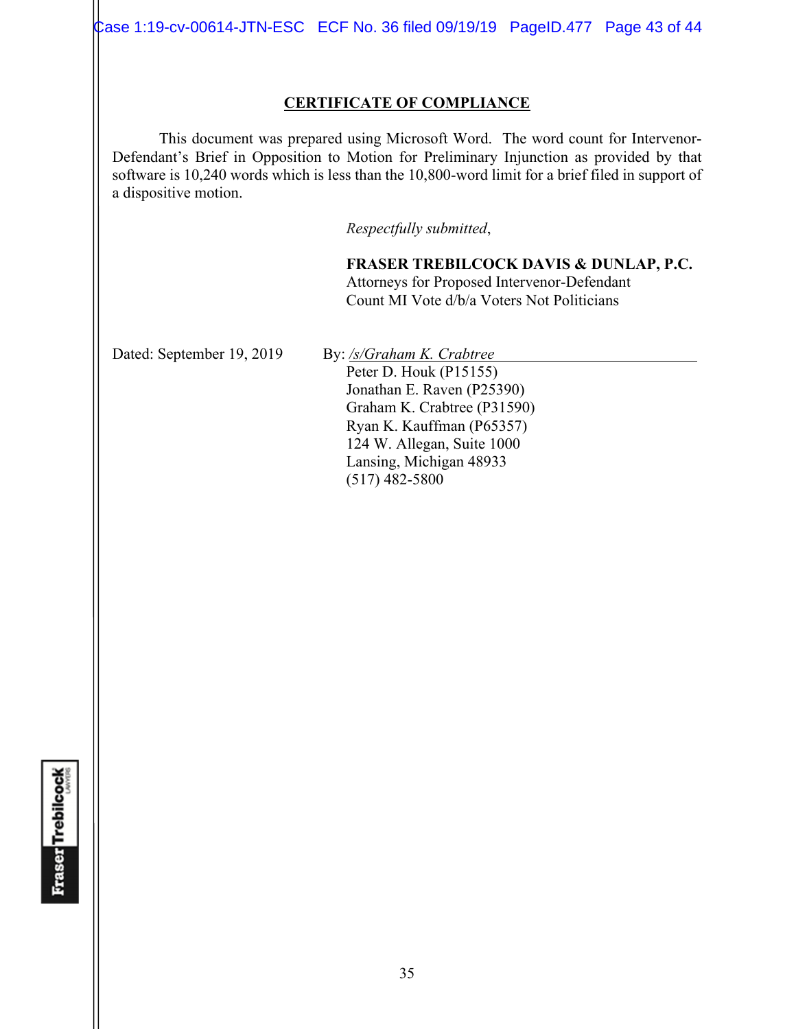## CERTIFICATE OF COMPLIANCE

This document was prepared using Microsoft Word. The word count for Intervenor-Defendant's Brief in Opposition to Motion for Preliminary Injunction as provided by that software is 10,240 words which is less than the 10,800-word limit for a brief filed in support of a dispositive motion.

*Respectfully submitted*,

**FRASER TREBILCOCK DAVIS & DUNLAP, P.C.**
Attorneys for Proposed Intervenor-Defendant
Count MI Vote d/b/a Voters Not Politicians

Dated: September 19, 2019

By: */s/Graham K. Crabtree*
Peter D. Houk (P15155)
Jonathan E. Raven (P25390)
Graham K. Crabtree (P31590)
Ryan K. Kauffman (P65357)
124 W. Allegan, Suite 1000
Lansing, Michigan 48933
(517) 482-5800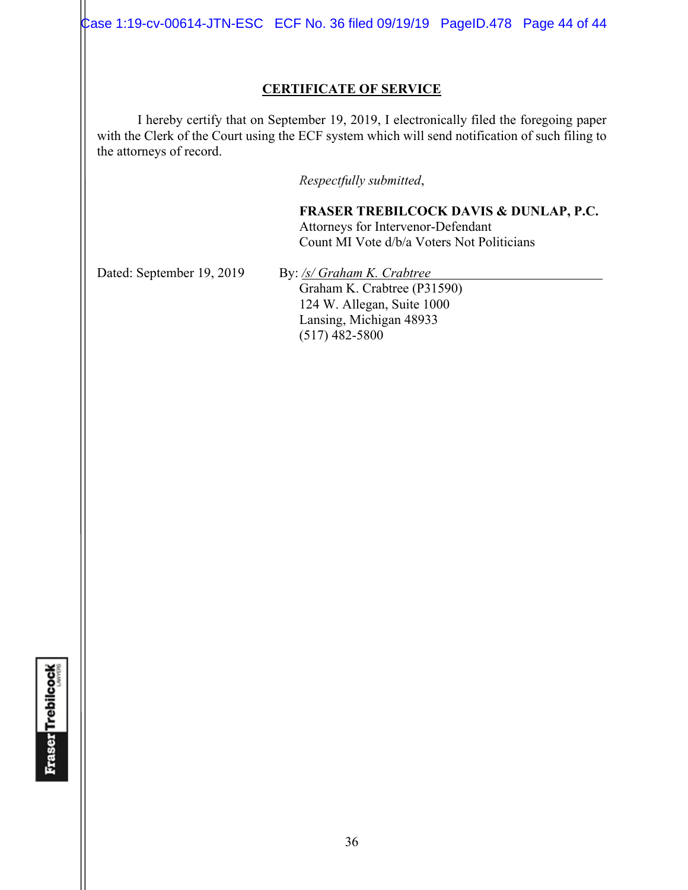## CERTIFICATE OF SERVICE

I hereby certify that on September 19, 2019, I electronically filed the foregoing paper with the Clerk of the Court using the ECF system which will send notification of such filing to the attorneys of record.

*Respectfully submitted*,

**FRASER TREBILCOCK DAVIS & DUNLAP, P.C.**
Attorneys for Intervenor-Defendant
Count MI Vote d/b/a Voters Not Politicians

Dated: September 19, 2019

By: */s/ Graham K. Crabtree*
Graham K. Crabtree (P31590)
124 W. Allegan, Suite 1000
Lansing, Michigan 48933
(517) 482-5800